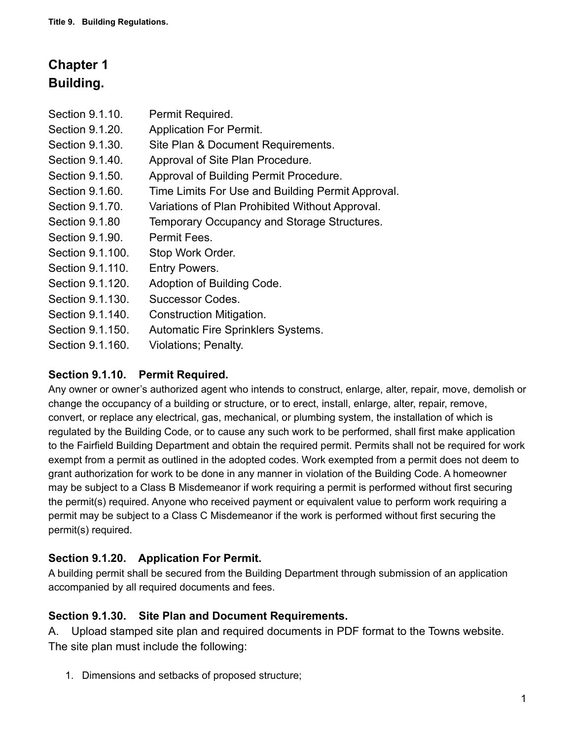# Chapter 1
# Building.

Section 9.1.10. Permit Required.
Section 9.1.20. Application For Permit.
Section 9.1.30. Site Plan & Document Requirements.
Section 9.1.40. Approval of Site Plan Procedure.
Section 9.1.50. Approval of Building Permit Procedure.
Section 9.1.60. Time Limits For Use and Building Permit Approval.
Section 9.1.70. Variations of Plan Prohibited Without Approval.
Section 9.1.80 Temporary Occupancy and Storage Structures.
Section 9.1.90. Permit Fees.
Section 9.1.100. Stop Work Order.
Section 9.1.110. Entry Powers.
Section 9.1.120. Adoption of Building Code.
Section 9.1.130. Successor Codes.
Section 9.1.140. Construction Mitigation.
Section 9.1.150. Automatic Fire Sprinklers Systems.
Section 9.1.160. Violations; Penalty.

### Section 9.1.10. Permit Required.

Any owner or owner's authorized agent who intends to construct, enlarge, alter, repair, move, demolish or change the occupancy of a building or structure, or to erect, install, enlarge, alter, repair, remove, convert, or replace any electrical, gas, mechanical, or plumbing system, the installation of which is regulated by the Building Code, or to cause any such work to be performed, shall first make application to the Fairfield Building Department and obtain the required permit. Permits shall not be required for work exempt from a permit as outlined in the adopted codes. Work exempted from a permit does not deem to grant authorization for work to be done in any manner in violation of the Building Code. A homeowner may be subject to a Class B Misdemeanor if work requiring a permit is performed without first securing the permit(s) required. Anyone who received payment or equivalent value to perform work requiring a permit may be subject to a Class C Misdemeanor if the work is performed without first securing the permit(s) required.

### Section 9.1.20. Application For Permit.

A building permit shall be secured from the Building Department through submission of an application accompanied by all required documents and fees.

### Section 9.1.30. Site Plan and Document Requirements.

A. Upload stamped site plan and required documents in PDF format to the Towns website. The site plan must include the following:

1. Dimensions and setbacks of proposed structure;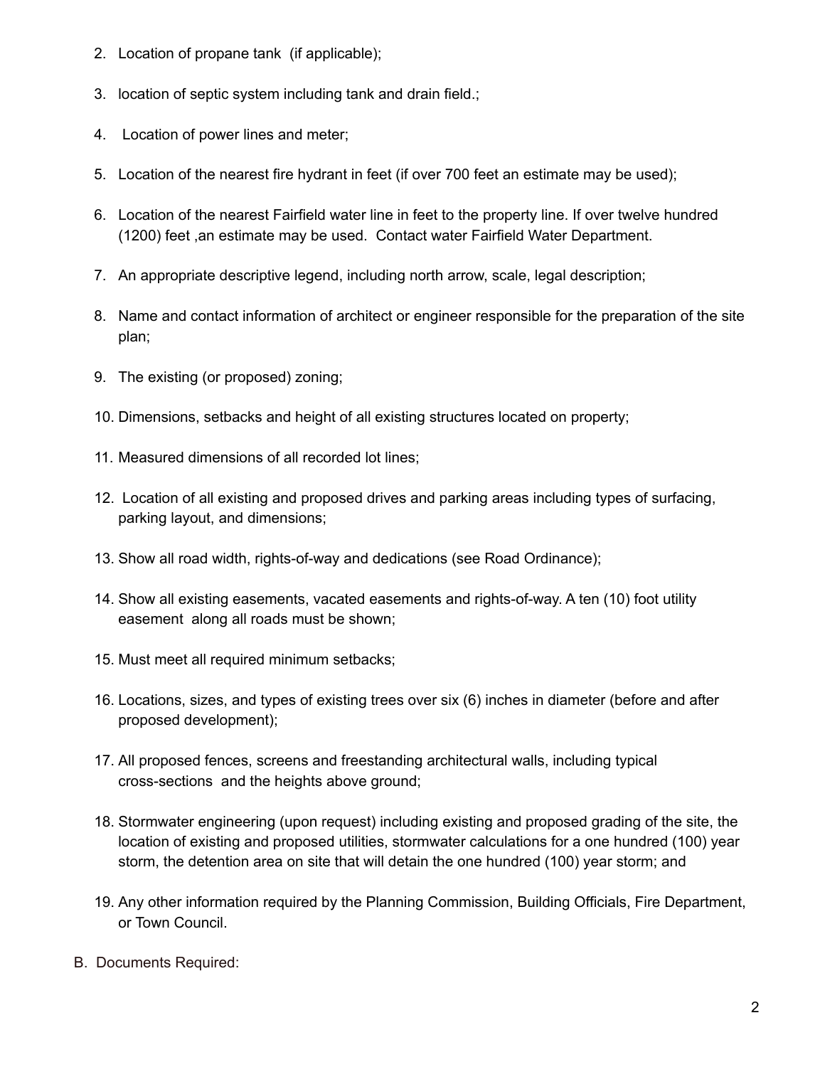2. Location of propane tank (if applicable);

3. location of septic system including tank and drain field.;

4. Location of power lines and meter;

5. Location of the nearest fire hydrant in feet (if over 700 feet an estimate may be used);

6. Location of the nearest Fairfield water line in feet to the property line. If over twelve hundred (1200) feet ,an estimate may be used. Contact water Fairfield Water Department.

7. An appropriate descriptive legend, including north arrow, scale, legal description;

8. Name and contact information of architect or engineer responsible for the preparation of the site plan;

9. The existing (or proposed) zoning;

10. Dimensions, setbacks and height of all existing structures located on property;

11. Measured dimensions of all recorded lot lines;

12. Location of all existing and proposed drives and parking areas including types of surfacing, parking layout, and dimensions;

13. Show all road width, rights-of-way and dedications (see Road Ordinance);

14. Show all existing easements, vacated easements and rights-of-way. A ten (10) foot utility easement along all roads must be shown;

15. Must meet all required minimum setbacks;

16. Locations, sizes, and types of existing trees over six (6) inches in diameter (before and after proposed development);

17. All proposed fences, screens and freestanding architectural walls, including typical cross-sections and the heights above ground;

18. Stormwater engineering (upon request) including existing and proposed grading of the site, the location of existing and proposed utilities, stormwater calculations for a one hundred (100) year storm, the detention area on site that will detain the one hundred (100) year storm; and

19. Any other information required by the Planning Commission, Building Officials, Fire Department, or Town Council.

B. Documents Required: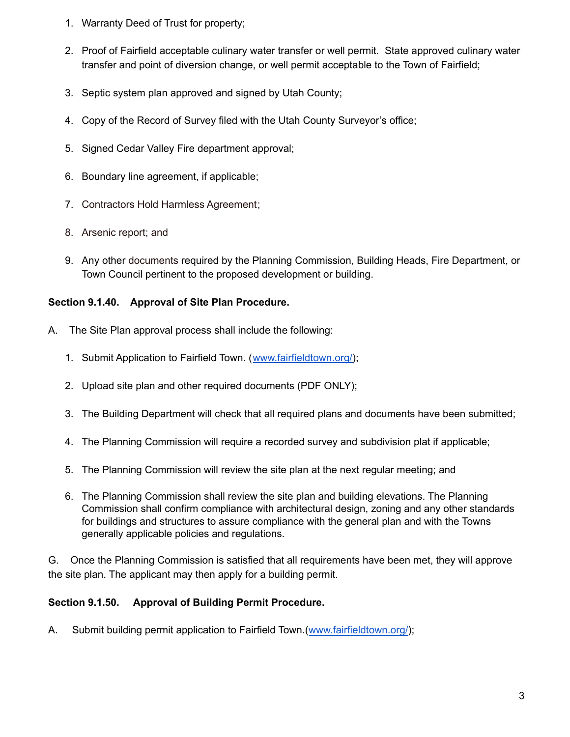1. Warranty Deed of Trust for property;

2. Proof of Fairfield acceptable culinary water transfer or well permit. State approved culinary water transfer and point of diversion change, or well permit acceptable to the Town of Fairfield;

3. Septic system plan approved and signed by Utah County;

4. Copy of the Record of Survey filed with the Utah County Surveyor's office;

5. Signed Cedar Valley Fire department approval;

6. Boundary line agreement, if applicable;

7. Contractors Hold Harmless Agreement;

8. Arsenic report; and

9. Any other documents required by the Planning Commission, Building Heads, Fire Department, or Town Council pertinent to the proposed development or building.

**Section 9.1.40. Approval of Site Plan Procedure.**

A. The Site Plan approval process shall include the following:

1. Submit Application to Fairfield Town. ([www.fairfieldtown.org/](www.fairfieldtown.org/));

2. Upload site plan and other required documents (PDF ONLY);

3. The Building Department will check that all required plans and documents have been submitted;

4. The Planning Commission will require a recorded survey and subdivision plat if applicable;

5. The Planning Commission will review the site plan at the next regular meeting; and

6. The Planning Commission shall review the site plan and building elevations. The Planning Commission shall confirm compliance with architectural design, zoning and any other standards for buildings and structures to assure compliance with the general plan and with the Towns generally applicable policies and regulations.

G. Once the Planning Commission is satisfied that all requirements have been met, they will approve the site plan. The applicant may then apply for a building permit.

**Section 9.1.50. Approval of Building Permit Procedure.**

A. Submit building permit application to Fairfield Town.([www.fairfieldtown.org/](www.fairfieldtown.org/));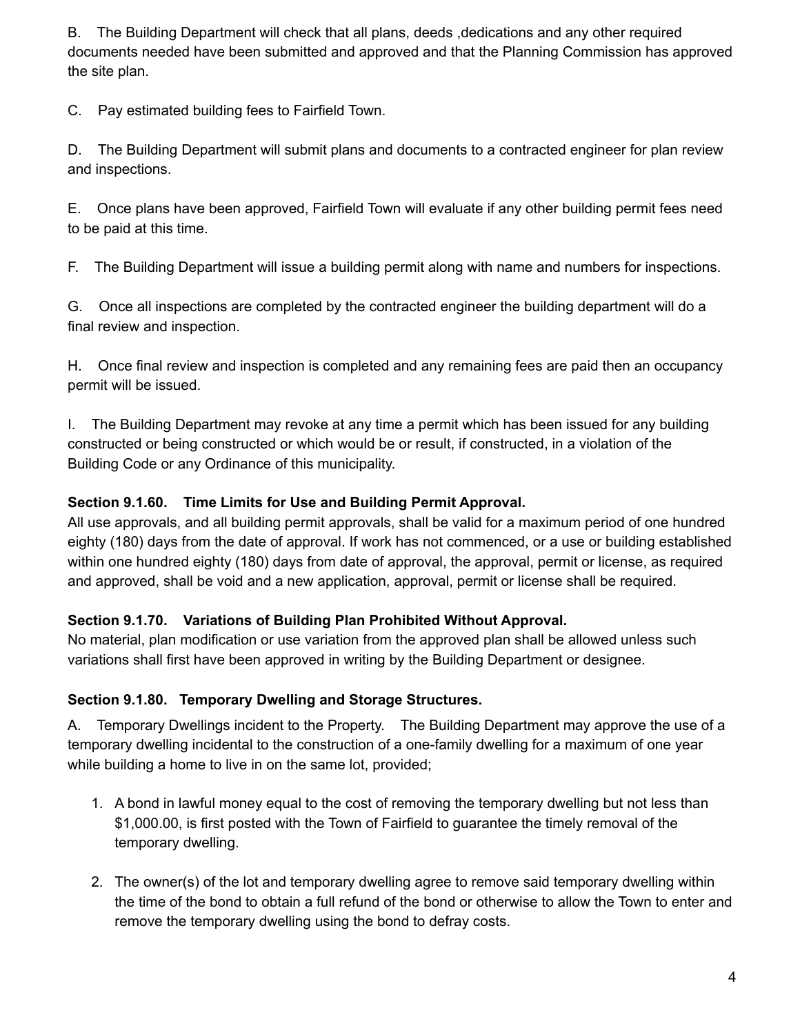B. The Building Department will check that all plans, deeds ,dedications and any other required documents needed have been submitted and approved and that the Planning Commission has approved the site plan.

C. Pay estimated building fees to Fairfield Town.

D. The Building Department will submit plans and documents to a contracted engineer for plan review and inspections.

E. Once plans have been approved, Fairfield Town will evaluate if any other building permit fees need to be paid at this time.

F. The Building Department will issue a building permit along with name and numbers for inspections.

G. Once all inspections are completed by the contracted engineer the building department will do a final review and inspection.

H. Once final review and inspection is completed and any remaining fees are paid then an occupancy permit will be issued.

I. The Building Department may revoke at any time a permit which has been issued for any building constructed or being constructed or which would be or result, if constructed, in a violation of the Building Code or any Ordinance of this municipality.

**Section 9.1.60. Time Limits for Use and Building Permit Approval.**
All use approvals, and all building permit approvals, shall be valid for a maximum period of one hundred eighty (180) days from the date of approval. If work has not commenced, or a use or building established within one hundred eighty (180) days from date of approval, the approval, permit or license, as required and approved, shall be void and a new application, approval, permit or license shall be required.

**Section 9.1.70. Variations of Building Plan Prohibited Without Approval.**
No material, plan modification or use variation from the approved plan shall be allowed unless such variations shall first have been approved in writing by the Building Department or designee.

**Section 9.1.80. Temporary Dwelling and Storage Structures.**

A. Temporary Dwellings incident to the Property. The Building Department may approve the use of a temporary dwelling incidental to the construction of a one-family dwelling for a maximum of one year while building a home to live in on the same lot, provided;

1. A bond in lawful money equal to the cost of removing the temporary dwelling but not less than $1,000.00, is first posted with the Town of Fairfield to guarantee the timely removal of the temporary dwelling.

2. The owner(s) of the lot and temporary dwelling agree to remove said temporary dwelling within the time of the bond to obtain a full refund of the bond or otherwise to allow the Town to enter and remove the temporary dwelling using the bond to defray costs.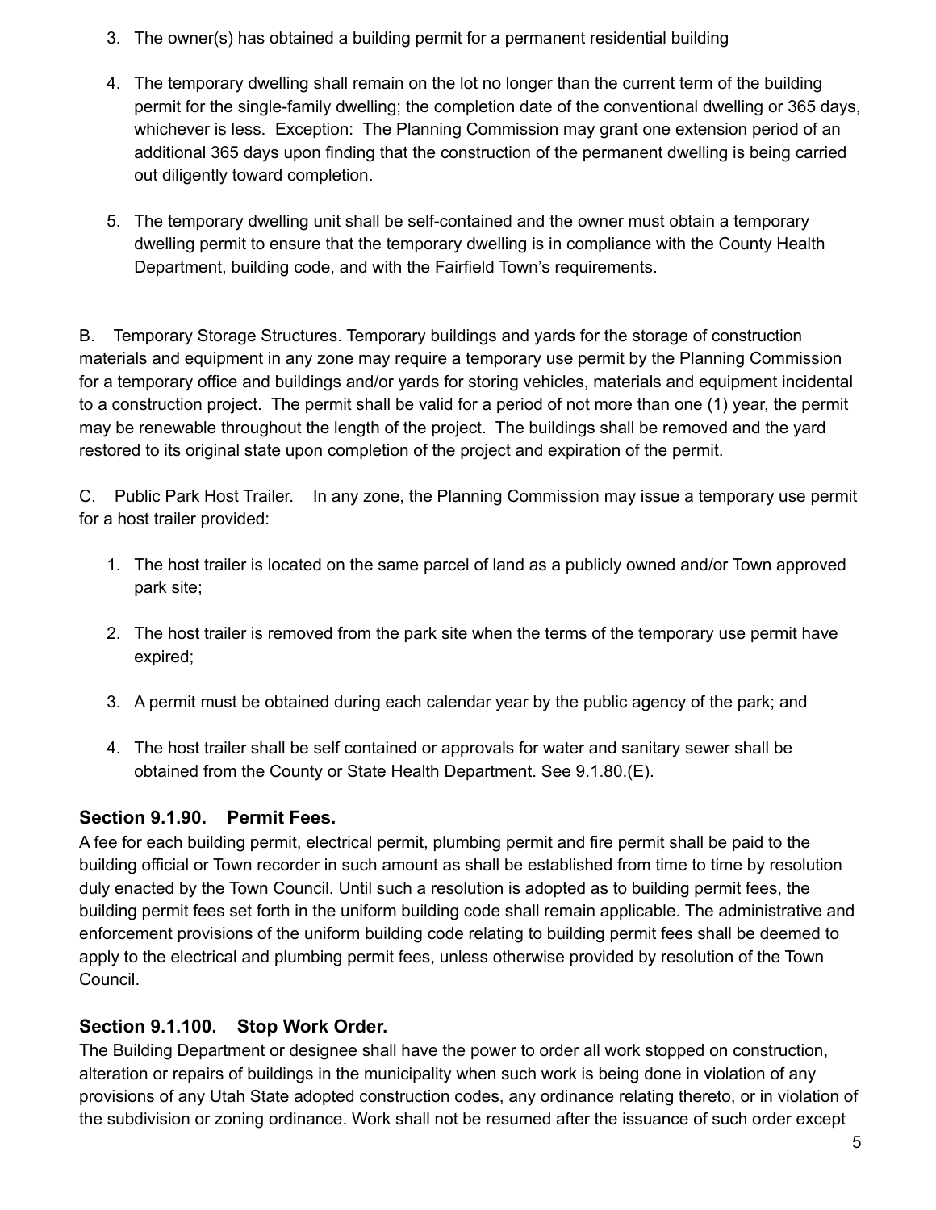3. The owner(s) has obtained a building permit for a permanent residential building

4. The temporary dwelling shall remain on the lot no longer than the current term of the building permit for the single-family dwelling; the completion date of the conventional dwelling or 365 days, whichever is less. Exception: The Planning Commission may grant one extension period of an additional 365 days upon finding that the construction of the permanent dwelling is being carried out diligently toward completion.

5. The temporary dwelling unit shall be self-contained and the owner must obtain a temporary dwelling permit to ensure that the temporary dwelling is in compliance with the County Health Department, building code, and with the Fairfield Town's requirements.

B. Temporary Storage Structures. Temporary buildings and yards for the storage of construction materials and equipment in any zone may require a temporary use permit by the Planning Commission for a temporary office and buildings and/or yards for storing vehicles, materials and equipment incidental to a construction project. The permit shall be valid for a period of not more than one (1) year, the permit may be renewable throughout the length of the project. The buildings shall be removed and the yard restored to its original state upon completion of the project and expiration of the permit.

C. Public Park Host Trailer. In any zone, the Planning Commission may issue a temporary use permit for a host trailer provided:

1. The host trailer is located on the same parcel of land as a publicly owned and/or Town approved park site;

2. The host trailer is removed from the park site when the terms of the temporary use permit have expired;

3. A permit must be obtained during each calendar year by the public agency of the park; and

4. The host trailer shall be self contained or approvals for water and sanitary sewer shall be obtained from the County or State Health Department. See 9.1.80.(E).

### Section 9.1.90. Permit Fees.

A fee for each building permit, electrical permit, plumbing permit and fire permit shall be paid to the building official or Town recorder in such amount as shall be established from time to time by resolution duly enacted by the Town Council. Until such a resolution is adopted as to building permit fees, the building permit fees set forth in the uniform building code shall remain applicable. The administrative and enforcement provisions of the uniform building code relating to building permit fees shall be deemed to apply to the electrical and plumbing permit fees, unless otherwise provided by resolution of the Town Council.

### Section 9.1.100. Stop Work Order.

The Building Department or designee shall have the power to order all work stopped on construction, alteration or repairs of buildings in the municipality when such work is being done in violation of any provisions of any Utah State adopted construction codes, any ordinance relating thereto, or in violation of the subdivision or zoning ordinance. Work shall not be resumed after the issuance of such order except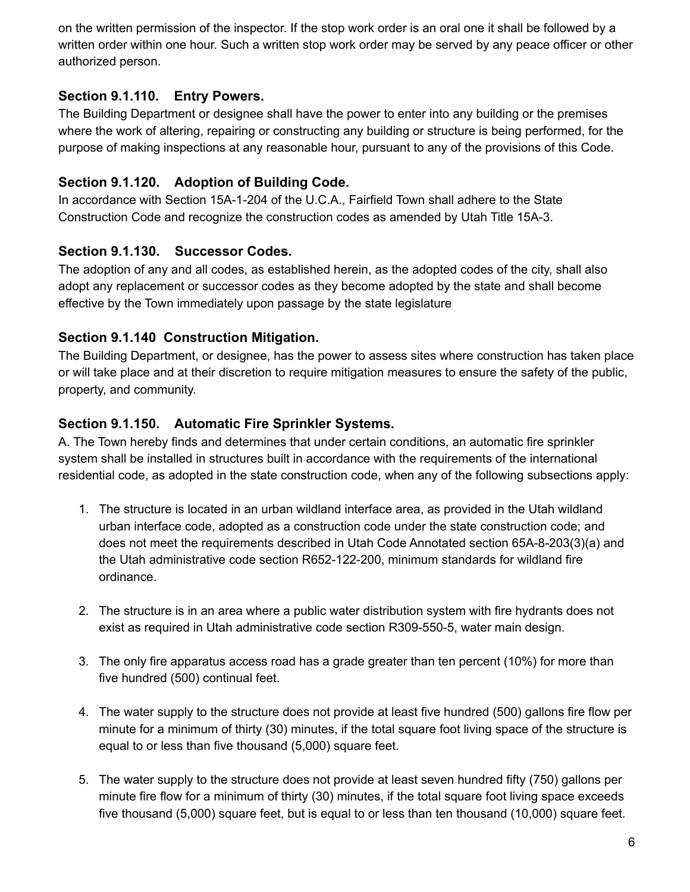on the written permission of the inspector. If the stop work order is an oral one it shall be followed by a written order within one hour. Such a written stop work order may be served by any peace officer or other authorized person.

### Section 9.1.110. Entry Powers.

The Building Department or designee shall have the power to enter into any building or the premises where the work of altering, repairing or constructing any building or structure is being performed, for the purpose of making inspections at any reasonable hour, pursuant to any of the provisions of this Code.

### Section 9.1.120. Adoption of Building Code.

In accordance with Section 15A-1-204 of the U.C.A., Fairfield Town shall adhere to the State Construction Code and recognize the construction codes as amended by Utah Title 15A-3.

### Section 9.1.130. Successor Codes.

The adoption of any and all codes, as established herein, as the adopted codes of the city, shall also adopt any replacement or successor codes as they become adopted by the state and shall become effective by the Town immediately upon passage by the state legislature

### Section 9.1.140 Construction Mitigation.

The Building Department, or designee, has the power to assess sites where construction has taken place or will take place and at their discretion to require mitigation measures to ensure the safety of the public, property, and community.

### Section 9.1.150. Automatic Fire Sprinkler Systems.

A. The Town hereby finds and determines that under certain conditions, an automatic fire sprinkler system shall be installed in structures built in accordance with the requirements of the international residential code, as adopted in the state construction code, when any of the following subsections apply:

1. The structure is located in an urban wildland interface area, as provided in the Utah wildland urban interface code, adopted as a construction code under the state construction code; and does not meet the requirements described in Utah Code Annotated section 65A-8-203(3)(a) and the Utah administrative code section R652-122-200, minimum standards for wildland fire ordinance.

2. The structure is in an area where a public water distribution system with fire hydrants does not exist as required in Utah administrative code section R309-550-5, water main design.

3. The only fire apparatus access road has a grade greater than ten percent (10%) for more than five hundred (500) continual feet.

4. The water supply to the structure does not provide at least five hundred (500) gallons fire flow per minute for a minimum of thirty (30) minutes, if the total square foot living space of the structure is equal to or less than five thousand (5,000) square feet.

5. The water supply to the structure does not provide at least seven hundred fifty (750) gallons per minute fire flow for a minimum of thirty (30) minutes, if the total square foot living space exceeds five thousand (5,000) square feet, but is equal to or less than ten thousand (10,000) square feet.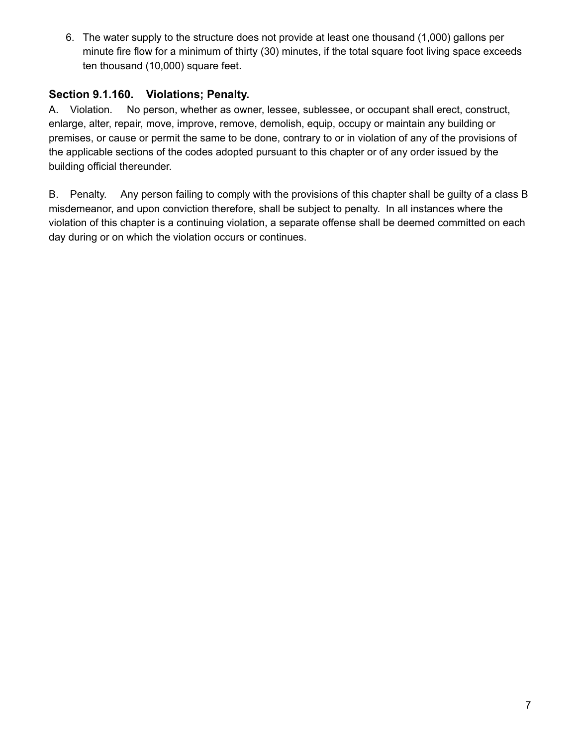6. The water supply to the structure does not provide at least one thousand (1,000) gallons per minute fire flow for a minimum of thirty (30) minutes, if the total square foot living space exceeds ten thousand (10,000) square feet.

### Section 9.1.160. Violations; Penalty.

A. Violation. No person, whether as owner, lessee, sublessee, or occupant shall erect, construct, enlarge, alter, repair, move, improve, remove, demolish, equip, occupy or maintain any building or premises, or cause or permit the same to be done, contrary to or in violation of any of the provisions of the applicable sections of the codes adopted pursuant to this chapter or of any order issued by the building official thereunder.

B. Penalty. Any person failing to comply with the provisions of this chapter shall be guilty of a class B misdemeanor, and upon conviction therefore, shall be subject to penalty. In all instances where the violation of this chapter is a continuing violation, a separate offense shall be deemed committed on each day during or on which the violation occurs or continues.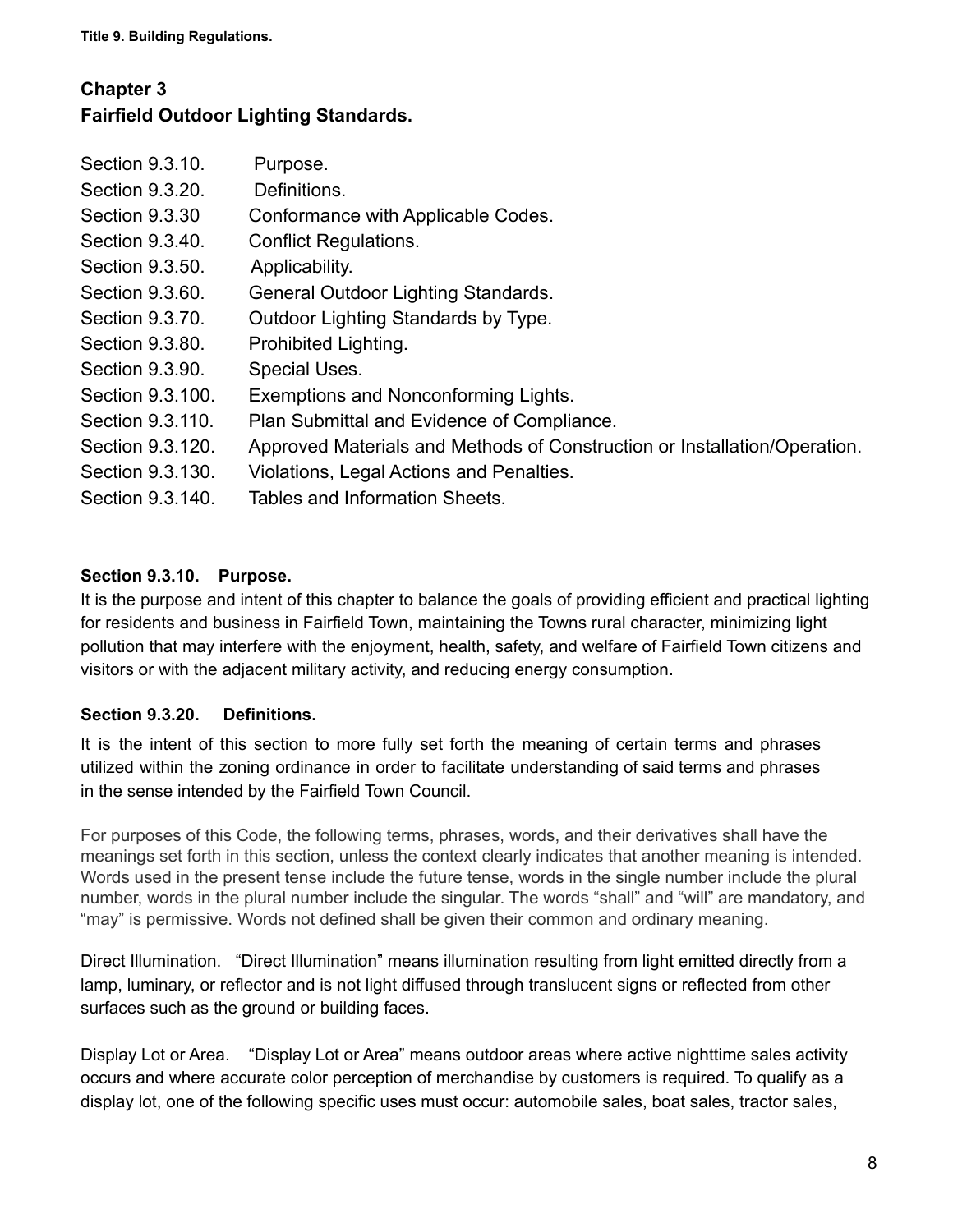Title 9. Building Regulations.

## Chapter 3
## Fairfield Outdoor Lighting Standards.

Section 9.3.10. Purpose.
Section 9.3.20. Definitions.
Section 9.3.30 Conformance with Applicable Codes.
Section 9.3.40. Conflict Regulations.
Section 9.3.50. Applicability.
Section 9.3.60. General Outdoor Lighting Standards.
Section 9.3.70. Outdoor Lighting Standards by Type.
Section 9.3.80. Prohibited Lighting.
Section 9.3.90. Special Uses.
Section 9.3.100. Exemptions and Nonconforming Lights.
Section 9.3.110. Plan Submittal and Evidence of Compliance.
Section 9.3.120. Approved Materials and Methods of Construction or Installation/Operation.
Section 9.3.130. Violations, Legal Actions and Penalties.
Section 9.3.140. Tables and Information Sheets.

### Section 9.3.10. Purpose.

It is the purpose and intent of this chapter to balance the goals of providing efficient and practical lighting for residents and business in Fairfield Town, maintaining the Towns rural character, minimizing light pollution that may interfere with the enjoyment, health, safety, and welfare of Fairfield Town citizens and visitors or with the adjacent military activity, and reducing energy consumption.

### Section 9.3.20. Definitions.

It is the intent of this section to more fully set forth the meaning of certain terms and phrases utilized within the zoning ordinance in order to facilitate understanding of said terms and phrases in the sense intended by the Fairfield Town Council.

For purposes of this Code, the following terms, phrases, words, and their derivatives shall have the meanings set forth in this section, unless the context clearly indicates that another meaning is intended. Words used in the present tense include the future tense, words in the single number include the plural number, words in the plural number include the singular. The words "shall" and "will" are mandatory, and "may" is permissive. Words not defined shall be given their common and ordinary meaning.

Direct Illumination. "Direct Illumination" means illumination resulting from light emitted directly from a lamp, luminary, or reflector and is not light diffused through translucent signs or reflected from other surfaces such as the ground or building faces.

Display Lot or Area. "Display Lot or Area" means outdoor areas where active nighttime sales activity occurs and where accurate color perception of merchandise by customers is required. To qualify as a display lot, one of the following specific uses must occur: automobile sales, boat sales, tractor sales,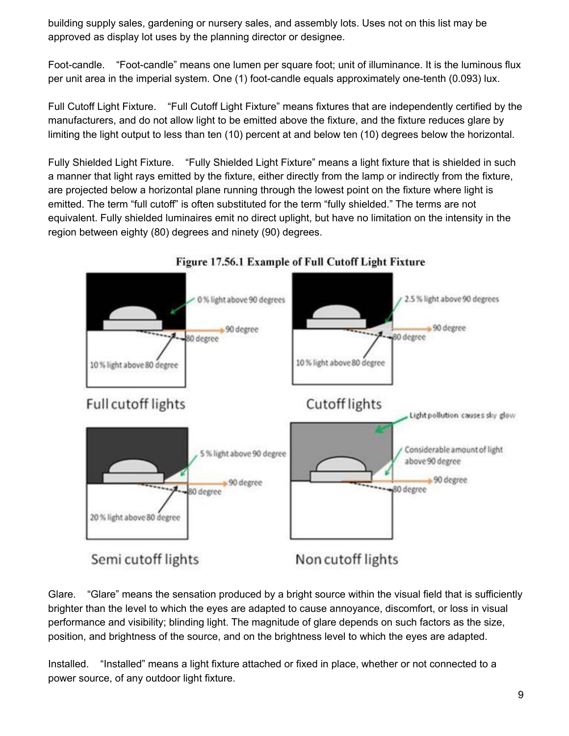building supply sales, gardening or nursery sales, and assembly lots. Uses not on this list may be approved as display lot uses by the planning director or designee.

Foot-candle. "Foot-candle" means one lumen per square foot; unit of illuminance. It is the luminous flux per unit area in the imperial system. One (1) foot-candle equals approximately one-tenth (0.093) lux.

Full Cutoff Light Fixture. "Full Cutoff Light Fixture" means fixtures that are independently certified by the manufacturers, and do not allow light to be emitted above the fixture, and the fixture reduces glare by limiting the light output to less than ten (10) percent at and below ten (10) degrees below the horizontal.

Fully Shielded Light Fixture. "Fully Shielded Light Fixture" means a light fixture that is shielded in such a manner that light rays emitted by the fixture, either directly from the lamp or indirectly from the fixture, are projected below a horizontal plane running through the lowest point on the fixture where light is emitted. The term "full cutoff" is often substituted for the term "fully shielded." The terms are not equivalent. Fully shielded luminaires emit no direct uplight, but have no limitation on the intensity in the region between eighty (80) degrees and ninety (90) degrees.

**Figure 17.56.1 Example of Full Cutoff Light Fixture**

Glare. "Glare" means the sensation produced by a bright source within the visual field that is sufficiently brighter than the level to which the eyes are adapted to cause annoyance, discomfort, or loss in visual performance and visibility; blinding light. The magnitude of glare depends on such factors as the size, position, and brightness of the source, and on the brightness level to which the eyes are adapted.

Installed. "Installed" means a light fixture attached or fixed in place, whether or not connected to a power source, of any outdoor light fixture.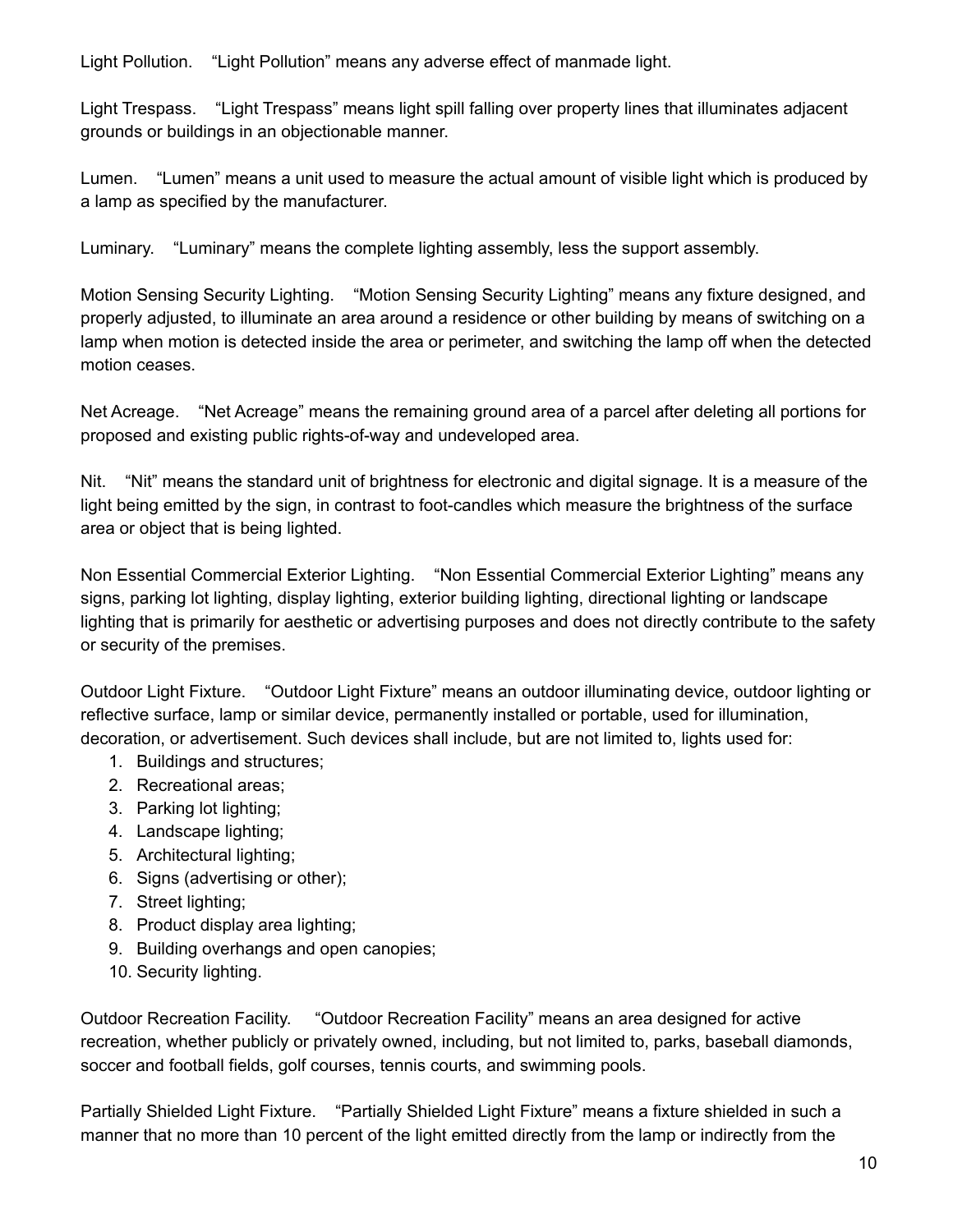Light Pollution. "Light Pollution" means any adverse effect of manmade light.

Light Trespass. "Light Trespass" means light spill falling over property lines that illuminates adjacent grounds or buildings in an objectionable manner.

Lumen. "Lumen" means a unit used to measure the actual amount of visible light which is produced by a lamp as specified by the manufacturer.

Luminary. "Luminary" means the complete lighting assembly, less the support assembly.

Motion Sensing Security Lighting. "Motion Sensing Security Lighting" means any fixture designed, and properly adjusted, to illuminate an area around a residence or other building by means of switching on a lamp when motion is detected inside the area or perimeter, and switching the lamp off when the detected motion ceases.

Net Acreage. "Net Acreage" means the remaining ground area of a parcel after deleting all portions for proposed and existing public rights-of-way and undeveloped area.

Nit. "Nit" means the standard unit of brightness for electronic and digital signage. It is a measure of the light being emitted by the sign, in contrast to foot-candles which measure the brightness of the surface area or object that is being lighted.

Non Essential Commercial Exterior Lighting. "Non Essential Commercial Exterior Lighting" means any signs, parking lot lighting, display lighting, exterior building lighting, directional lighting or landscape lighting that is primarily for aesthetic or advertising purposes and does not directly contribute to the safety or security of the premises.

Outdoor Light Fixture. "Outdoor Light Fixture" means an outdoor illuminating device, outdoor lighting or reflective surface, lamp or similar device, permanently installed or portable, used for illumination, decoration, or advertisement. Such devices shall include, but are not limited to, lights used for:

1. Buildings and structures;
2. Recreational areas;
3. Parking lot lighting;
4. Landscape lighting;
5. Architectural lighting;
6. Signs (advertising or other);
7. Street lighting;
8. Product display area lighting;
9. Building overhangs and open canopies;
10. Security lighting.

Outdoor Recreation Facility. "Outdoor Recreation Facility" means an area designed for active recreation, whether publicly or privately owned, including, but not limited to, parks, baseball diamonds, soccer and football fields, golf courses, tennis courts, and swimming pools.

Partially Shielded Light Fixture. "Partially Shielded Light Fixture" means a fixture shielded in such a manner that no more than 10 percent of the light emitted directly from the lamp or indirectly from the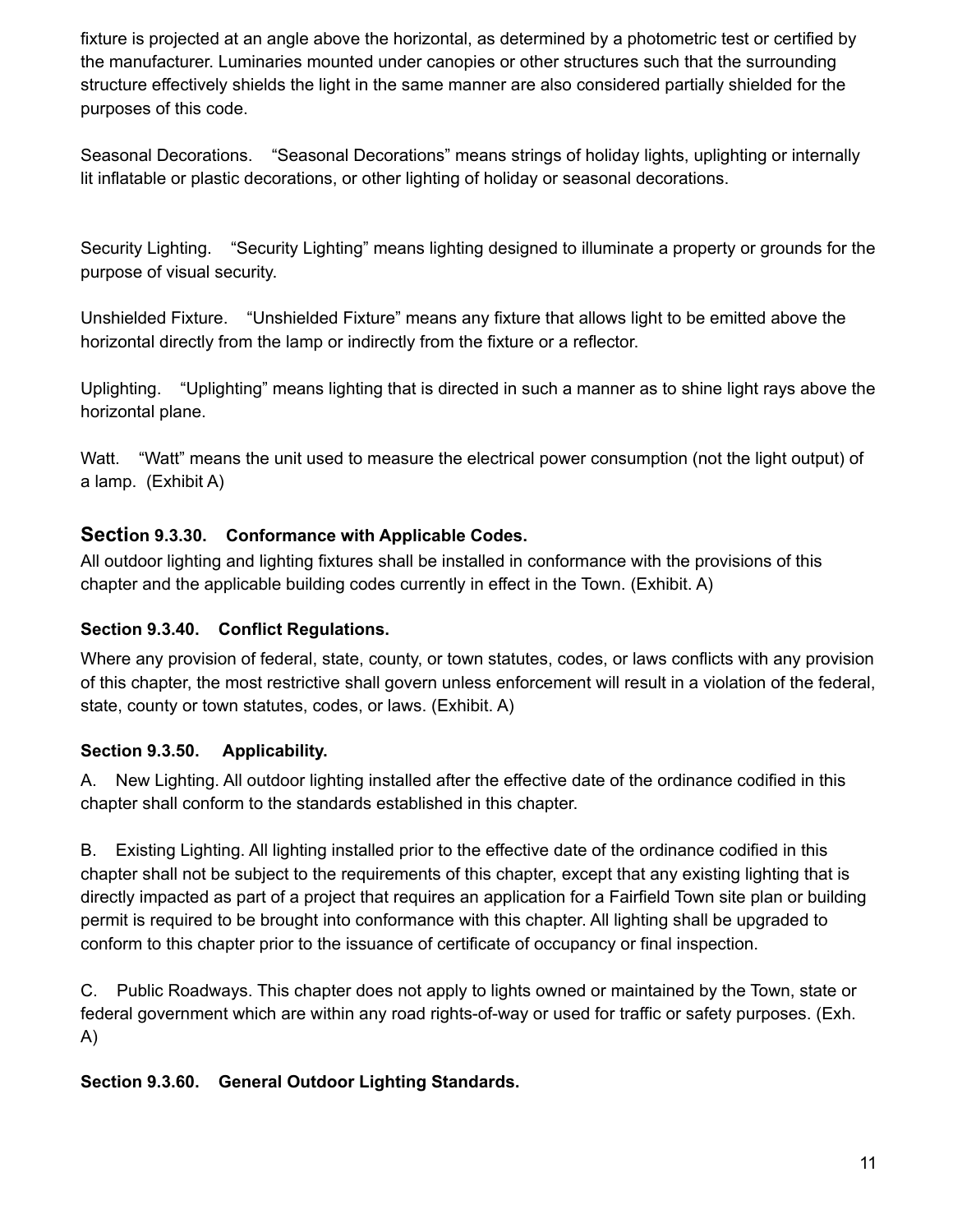fixture is projected at an angle above the horizontal, as determined by a photometric test or certified by the manufacturer. Luminaries mounted under canopies or other structures such that the surrounding structure effectively shields the light in the same manner are also considered partially shielded for the purposes of this code.

Seasonal Decorations. “Seasonal Decorations” means strings of holiday lights, uplighting or internally lit inflatable or plastic decorations, or other lighting of holiday or seasonal decorations.

Security Lighting. “Security Lighting” means lighting designed to illuminate a property or grounds for the purpose of visual security.

Unshielded Fixture. “Unshielded Fixture” means any fixture that allows light to be emitted above the horizontal directly from the lamp or indirectly from the fixture or a reflector.

Uplighting. “Uplighting” means lighting that is directed in such a manner as to shine light rays above the horizontal plane.

Watt. “Watt” means the unit used to measure the electrical power consumption (not the light output) of a lamp. (Exhibit A)

### Section 9.3.30. Conformance with Applicable Codes.

All outdoor lighting and lighting fixtures shall be installed in conformance with the provisions of this chapter and the applicable building codes currently in effect in the Town. (Exhibit. A)

### Section 9.3.40. Conflict Regulations.

Where any provision of federal, state, county, or town statutes, codes, or laws conflicts with any provision of this chapter, the most restrictive shall govern unless enforcement will result in a violation of the federal, state, county or town statutes, codes, or laws. (Exhibit. A)

### Section 9.3.50. Applicability.

A. New Lighting. All outdoor lighting installed after the effective date of the ordinance codified in this chapter shall conform to the standards established in this chapter.

B. Existing Lighting. All lighting installed prior to the effective date of the ordinance codified in this chapter shall not be subject to the requirements of this chapter, except that any existing lighting that is directly impacted as part of a project that requires an application for a Fairfield Town site plan or building permit is required to be brought into conformance with this chapter. All lighting shall be upgraded to conform to this chapter prior to the issuance of certificate of occupancy or final inspection.

C. Public Roadways. This chapter does not apply to lights owned or maintained by the Town, state or federal government which are within any road rights-of-way or used for traffic or safety purposes. (Exh. A)

### Section 9.3.60. General Outdoor Lighting Standards.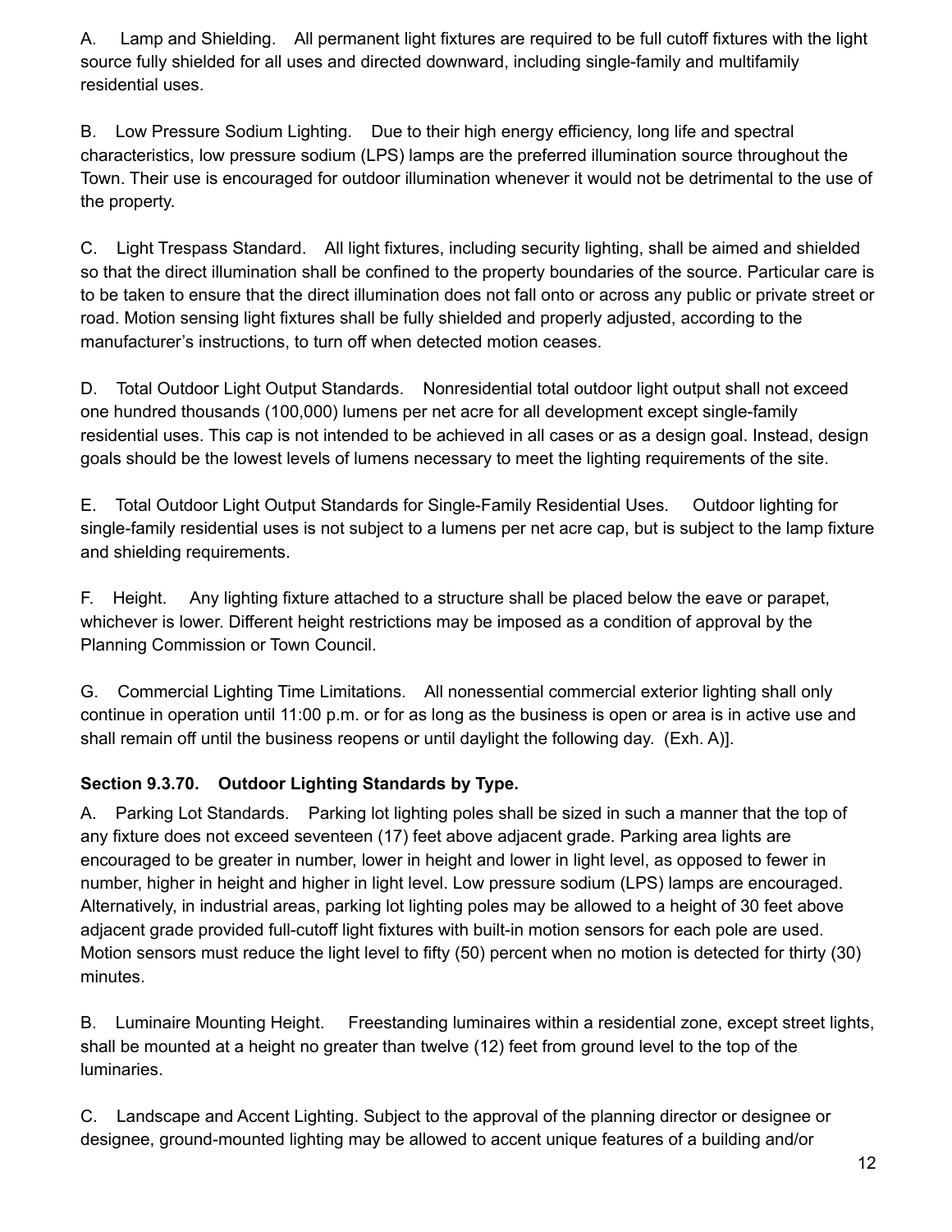A. Lamp and Shielding. All permanent light fixtures are required to be full cutoff fixtures with the light source fully shielded for all uses and directed downward, including single-family and multifamily residential uses.

B. Low Pressure Sodium Lighting. Due to their high energy efficiency, long life and spectral characteristics, low pressure sodium (LPS) lamps are the preferred illumination source throughout the Town. Their use is encouraged for outdoor illumination whenever it would not be detrimental to the use of the property.

C. Light Trespass Standard. All light fixtures, including security lighting, shall be aimed and shielded so that the direct illumination shall be confined to the property boundaries of the source. Particular care is to be taken to ensure that the direct illumination does not fall onto or across any public or private street or road. Motion sensing light fixtures shall be fully shielded and properly adjusted, according to the manufacturer's instructions, to turn off when detected motion ceases.

D. Total Outdoor Light Output Standards. Nonresidential total outdoor light output shall not exceed one hundred thousands (100,000) lumens per net acre for all development except single-family residential uses. This cap is not intended to be achieved in all cases or as a design goal. Instead, design goals should be the lowest levels of lumens necessary to meet the lighting requirements of the site.

E. Total Outdoor Light Output Standards for Single-Family Residential Uses. Outdoor lighting for single-family residential uses is not subject to a lumens per net acre cap, but is subject to the lamp fixture and shielding requirements.

F. Height. Any lighting fixture attached to a structure shall be placed below the eave or parapet, whichever is lower. Different height restrictions may be imposed as a condition of approval by the Planning Commission or Town Council.

G. Commercial Lighting Time Limitations. All nonessential commercial exterior lighting shall only continue in operation until 11:00 p.m. or for as long as the business is open or area is in active use and shall remain off until the business reopens or until daylight the following day. (Exh. A)].

**Section 9.3.70. Outdoor Lighting Standards by Type.**

A. Parking Lot Standards. Parking lot lighting poles shall be sized in such a manner that the top of any fixture does not exceed seventeen (17) feet above adjacent grade. Parking area lights are encouraged to be greater in number, lower in height and lower in light level, as opposed to fewer in number, higher in height and higher in light level. Low pressure sodium (LPS) lamps are encouraged. Alternatively, in industrial areas, parking lot lighting poles may be allowed to a height of 30 feet above adjacent grade provided full-cutoff light fixtures with built-in motion sensors for each pole are used. Motion sensors must reduce the light level to fifty (50) percent when no motion is detected for thirty (30) minutes.

B. Luminaire Mounting Height. Freestanding luminaires within a residential zone, except street lights, shall be mounted at a height no greater than twelve (12) feet from ground level to the top of the luminaries.

C. Landscape and Accent Lighting. Subject to the approval of the planning director or designee or designee, ground-mounted lighting may be allowed to accent unique features of a building and/or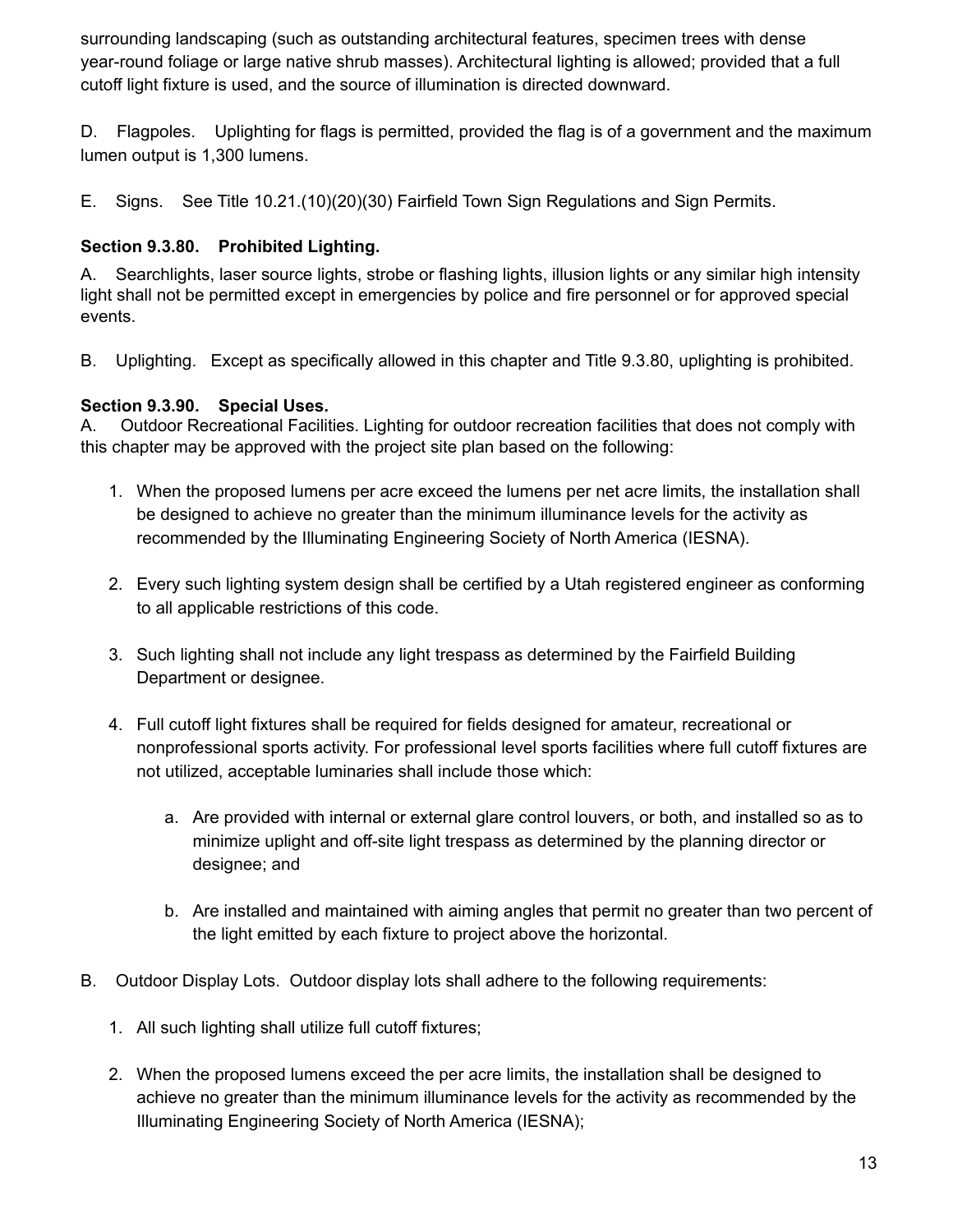surrounding landscaping (such as outstanding architectural features, specimen trees with dense year-round foliage or large native shrub masses). Architectural lighting is allowed; provided that a full cutoff light fixture is used, and the source of illumination is directed downward.

D. Flagpoles. Uplighting for flags is permitted, provided the flag is of a government and the maximum lumen output is 1,300 lumens.

E. Signs. See Title 10.21.(10)(20)(30) Fairfield Town Sign Regulations and Sign Permits.

**Section 9.3.80. Prohibited Lighting.**

A. Searchlights, laser source lights, strobe or flashing lights, illusion lights or any similar high intensity light shall not be permitted except in emergencies by police and fire personnel or for approved special events.

B. Uplighting. Except as specifically allowed in this chapter and Title 9.3.80, uplighting is prohibited.

**Section 9.3.90. Special Uses.**

A. Outdoor Recreational Facilities. Lighting for outdoor recreation facilities that does not comply with this chapter may be approved with the project site plan based on the following:

1. When the proposed lumens per acre exceed the lumens per net acre limits, the installation shall be designed to achieve no greater than the minimum illuminance levels for the activity as recommended by the Illuminating Engineering Society of North America (IESNA).

2. Every such lighting system design shall be certified by a Utah registered engineer as conforming to all applicable restrictions of this code.

3. Such lighting shall not include any light trespass as determined by the Fairfield Building Department or designee.

4. Full cutoff light fixtures shall be required for fields designed for amateur, recreational or nonprofessional sports activity. For professional level sports facilities where full cutoff fixtures are not utilized, acceptable luminaries shall include those which:

    a. Are provided with internal or external glare control louvers, or both, and installed so as to minimize uplight and off-site light trespass as determined by the planning director or designee; and

    b. Are installed and maintained with aiming angles that permit no greater than two percent of the light emitted by each fixture to project above the horizontal.

B. Outdoor Display Lots. Outdoor display lots shall adhere to the following requirements:

1. All such lighting shall utilize full cutoff fixtures;

2. When the proposed lumens exceed the per acre limits, the installation shall be designed to achieve no greater than the minimum illuminance levels for the activity as recommended by the Illuminating Engineering Society of North America (IESNA);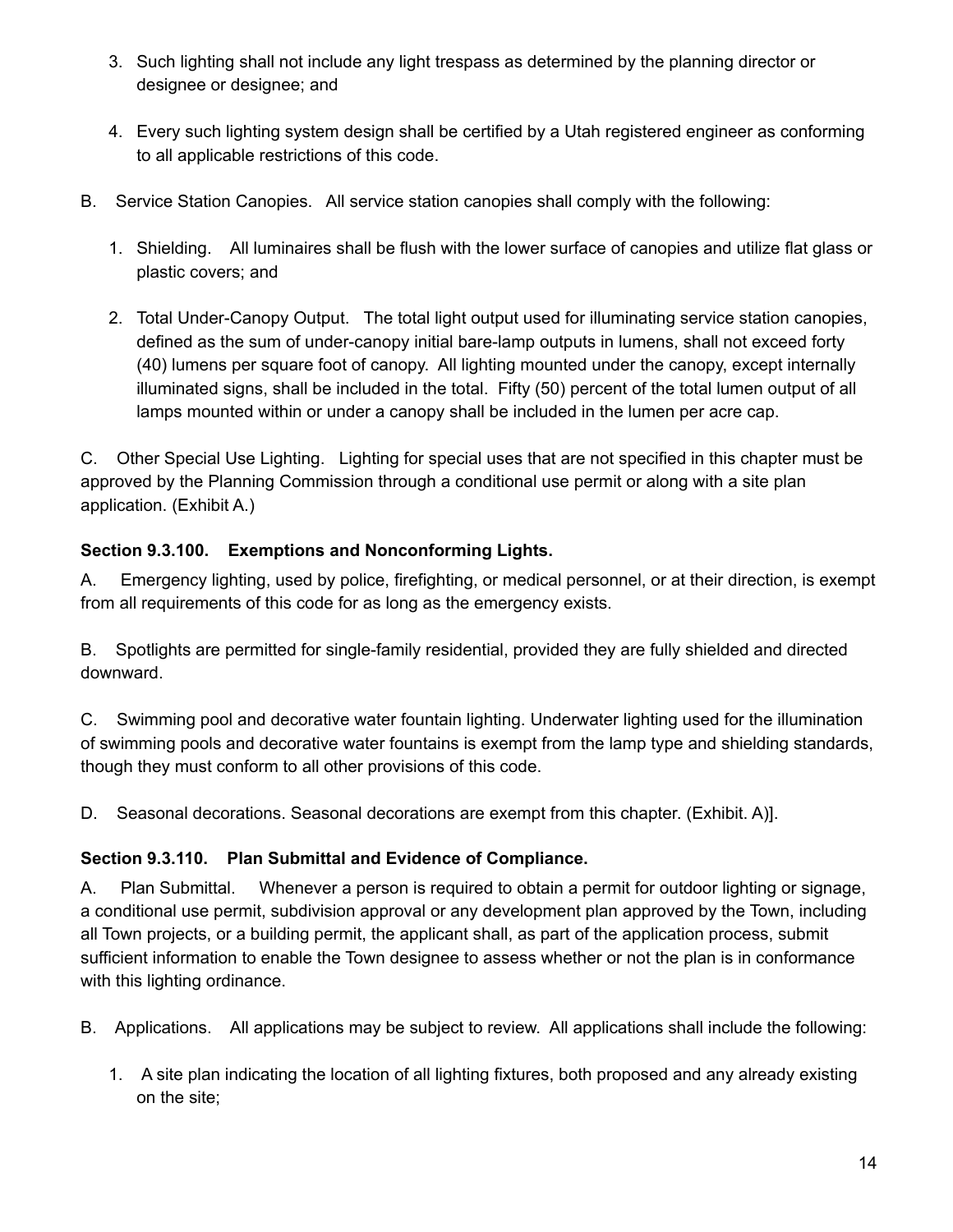3. Such lighting shall not include any light trespass as determined by the planning director or designee or designee; and

4. Every such lighting system design shall be certified by a Utah registered engineer as conforming to all applicable restrictions of this code.

B. Service Station Canopies. All service station canopies shall comply with the following:

1. Shielding. All luminaires shall be flush with the lower surface of canopies and utilize flat glass or plastic covers; and

2. Total Under-Canopy Output. The total light output used for illuminating service station canopies, defined as the sum of under-canopy initial bare-lamp outputs in lumens, shall not exceed forty (40) lumens per square foot of canopy. All lighting mounted under the canopy, except internally illuminated signs, shall be included in the total. Fifty (50) percent of the total lumen output of all lamps mounted within or under a canopy shall be included in the lumen per acre cap.

C. Other Special Use Lighting. Lighting for special uses that are not specified in this chapter must be approved by the Planning Commission through a conditional use permit or along with a site plan application. (Exhibit A.)

**Section 9.3.100. Exemptions and Nonconforming Lights.**

A. Emergency lighting, used by police, firefighting, or medical personnel, or at their direction, is exempt from all requirements of this code for as long as the emergency exists.

B. Spotlights are permitted for single-family residential, provided they are fully shielded and directed downward.

C. Swimming pool and decorative water fountain lighting. Underwater lighting used for the illumination of swimming pools and decorative water fountains is exempt from the lamp type and shielding standards, though they must conform to all other provisions of this code.

D. Seasonal decorations. Seasonal decorations are exempt from this chapter. (Exhibit. A)].

**Section 9.3.110. Plan Submittal and Evidence of Compliance.**

A. Plan Submittal. Whenever a person is required to obtain a permit for outdoor lighting or signage, a conditional use permit, subdivision approval or any development plan approved by the Town, including all Town projects, or a building permit, the applicant shall, as part of the application process, submit sufficient information to enable the Town designee to assess whether or not the plan is in conformance with this lighting ordinance.

B. Applications. All applications may be subject to review. All applications shall include the following:

1. A site plan indicating the location of all lighting fixtures, both proposed and any already existing on the site;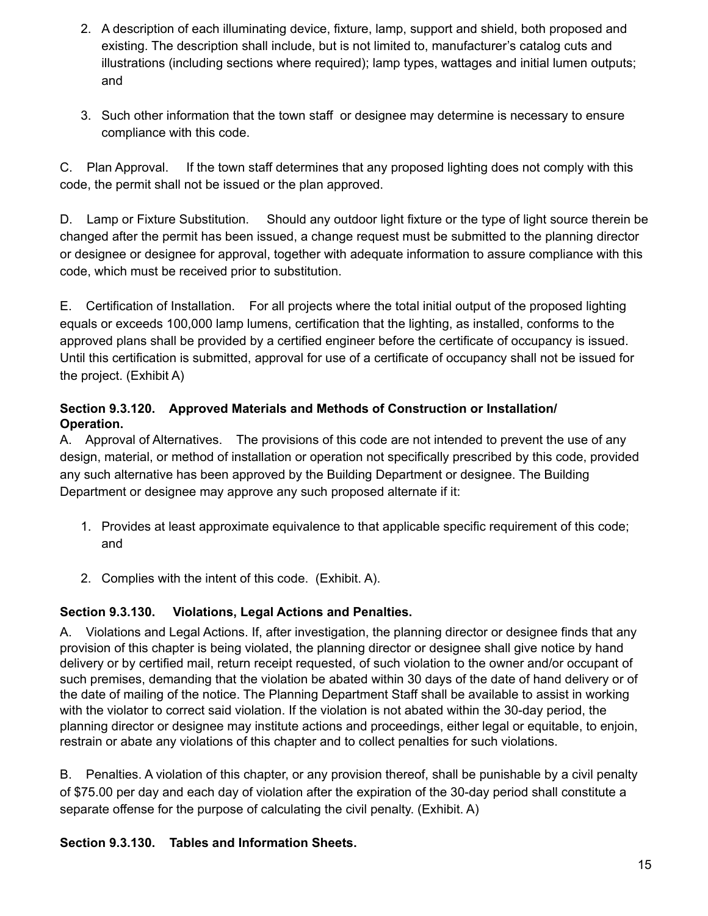2. A description of each illuminating device, fixture, lamp, support and shield, both proposed and existing. The description shall include, but is not limited to, manufacturer's catalog cuts and illustrations (including sections where required); lamp types, wattages and initial lumen outputs; and

3. Such other information that the town staff or designee may determine is necessary to ensure compliance with this code.

C. Plan Approval. If the town staff determines that any proposed lighting does not comply with this code, the permit shall not be issued or the plan approved.

D. Lamp or Fixture Substitution. Should any outdoor light fixture or the type of light source therein be changed after the permit has been issued, a change request must be submitted to the planning director or designee or designee for approval, together with adequate information to assure compliance with this code, which must be received prior to substitution.

E. Certification of Installation. For all projects where the total initial output of the proposed lighting equals or exceeds 100,000 lamp lumens, certification that the lighting, as installed, conforms to the approved plans shall be provided by a certified engineer before the certificate of occupancy is issued. Until this certification is submitted, approval for use of a certificate of occupancy shall not be issued for the project. (Exhibit A)

**Section 9.3.120. Approved Materials and Methods of Construction or Installation/ Operation.**

A. Approval of Alternatives. The provisions of this code are not intended to prevent the use of any design, material, or method of installation or operation not specifically prescribed by this code, provided any such alternative has been approved by the Building Department or designee. The Building Department or designee may approve any such proposed alternate if it:

1. Provides at least approximate equivalence to that applicable specific requirement of this code; and

2. Complies with the intent of this code. (Exhibit. A).

**Section 9.3.130. Violations, Legal Actions and Penalties.**

A. Violations and Legal Actions. If, after investigation, the planning director or designee finds that any provision of this chapter is being violated, the planning director or designee shall give notice by hand delivery or by certified mail, return receipt requested, of such violation to the owner and/or occupant of such premises, demanding that the violation be abated within 30 days of the date of hand delivery or of the date of mailing of the notice. The Planning Department Staff shall be available to assist in working with the violator to correct said violation. If the violation is not abated within the 30-day period, the planning director or designee may institute actions and proceedings, either legal or equitable, to enjoin, restrain or abate any violations of this chapter and to collect penalties for such violations.

B. Penalties. A violation of this chapter, or any provision thereof, shall be punishable by a civil penalty of $75.00 per day and each day of violation after the expiration of the 30-day period shall constitute a separate offense for the purpose of calculating the civil penalty. (Exhibit. A)

**Section 9.3.130. Tables and Information Sheets.**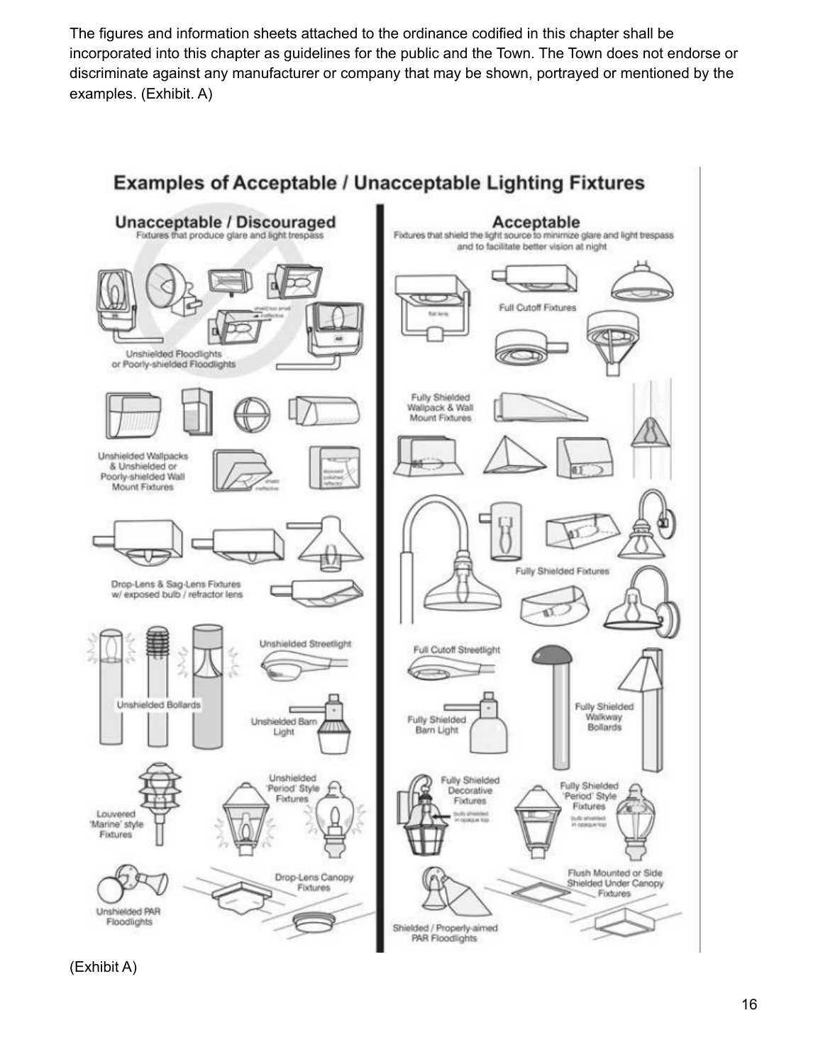The figures and information sheets attached to the ordinance codified in this chapter shall be incorporated into this chapter as guidelines for the public and the Town. The Town does not endorse or discriminate against any manufacturer or company that may be shown, portrayed or mentioned by the examples. (Exhibit. A)

## Examples of Acceptable / Unacceptable Lighting Fixtures

### Unacceptable / Discouraged

Fixtures that produce glare and light trespass

- Unshielded Floodlights or Poorly-shielded Floodlights
- Unshielded Wallpacks & Unshielded or Poorly-shielded Wall Mount Fixtures
- Drop-Lens & Sag-Lens Fixtures w/ exposed bulb / refractor lens
- Unshielded Bollards
- Unshielded Streetlight
- Unshielded Barn Light
- Louvered 'Marine' style Fixtures
- Unshielded 'Period' Style Fixtures
- Unshielded PAR Floodlights
- Drop-Lens Canopy Fixtures

### Acceptable

Fixtures that shield the light source to minimize glare and light trespass and to facilitate better vision at night

- Full Cutoff Fixtures
- Fully Shielded Wallpack & Wall Mount Fixtures
- Fully Shielded Fixtures
- Full Cutoff Streetlight
- Fully Shielded Barn Light
- Fully Shielded Walkway Bollards
- Fully Shielded Decorative Fixtures
- Fully Shielded 'Period' Style Fixtures
- Shielded / Properly-aimed PAR Floodlights
- Flush Mounted or Side Shielded Under Canopy Fixtures

(Exhibit A)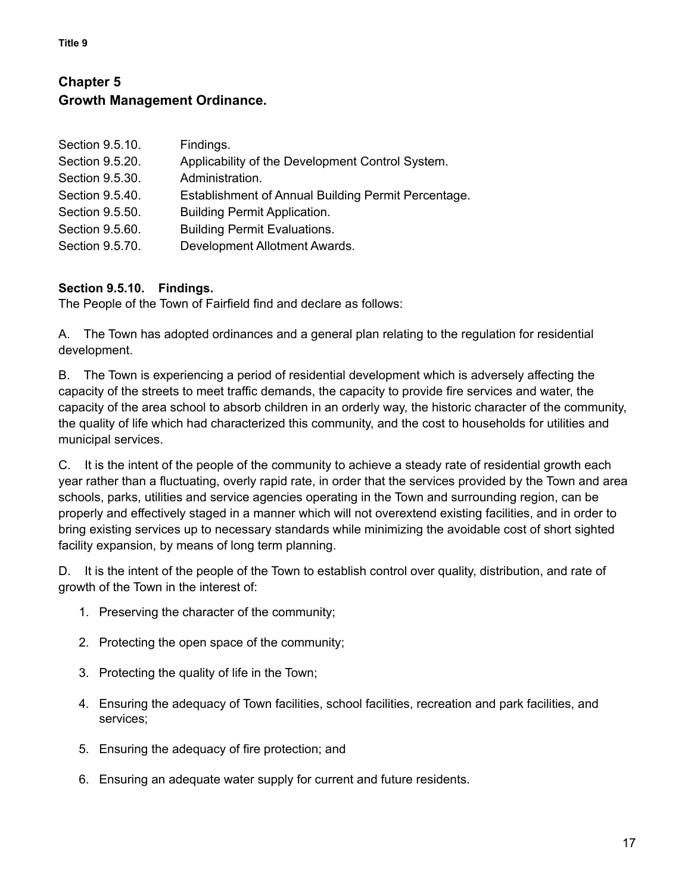## Chapter 5
## Growth Management Ordinance.

| | |
|---|---|
| Section 9.5.10. | Findings. |
| Section 9.5.20. | Applicability of the Development Control System. |
| Section 9.5.30. | Administration. |
| Section 9.5.40. | Establishment of Annual Building Permit Percentage. |
| Section 9.5.50. | Building Permit Application. |
| Section 9.5.60. | Building Permit Evaluations. |
| Section 9.5.70. | Development Allotment Awards. |

**Section 9.5.10. Findings.**
The People of the Town of Fairfield find and declare as follows:

A. The Town has adopted ordinances and a general plan relating to the regulation for residential development.

B. The Town is experiencing a period of residential development which is adversely affecting the capacity of the streets to meet traffic demands, the capacity to provide fire services and water, the capacity of the area school to absorb children in an orderly way, the historic character of the community, the quality of life which had characterized this community, and the cost to households for utilities and municipal services.

C. It is the intent of the people of the community to achieve a steady rate of residential growth each year rather than a fluctuating, overly rapid rate, in order that the services provided by the Town and area schools, parks, utilities and service agencies operating in the Town and surrounding region, can be properly and effectively staged in a manner which will not overextend existing facilities, and in order to bring existing services up to necessary standards while minimizing the avoidable cost of short sighted facility expansion, by means of long term planning.

D. It is the intent of the people of the Town to establish control over quality, distribution, and rate of growth of the Town in the interest of:

1. Preserving the character of the community;
2. Protecting the open space of the community;
3. Protecting the quality of life in the Town;
4. Ensuring the adequacy of Town facilities, school facilities, recreation and park facilities, and services;
5. Ensuring the adequacy of fire protection; and
6. Ensuring an adequate water supply for current and future residents.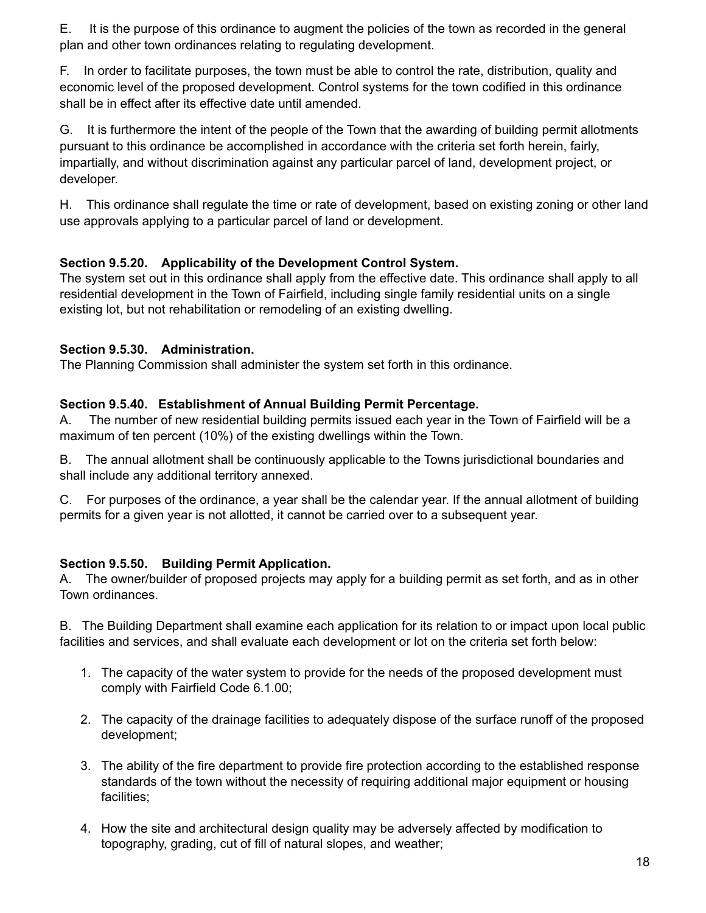E. It is the purpose of this ordinance to augment the policies of the town as recorded in the general plan and other town ordinances relating to regulating development.

F. In order to facilitate purposes, the town must be able to control the rate, distribution, quality and economic level of the proposed development. Control systems for the town codified in this ordinance shall be in effect after its effective date until amended.

G. It is furthermore the intent of the people of the Town that the awarding of building permit allotments pursuant to this ordinance be accomplished in accordance with the criteria set forth herein, fairly, impartially, and without discrimination against any particular parcel of land, development project, or developer.

H. This ordinance shall regulate the time or rate of development, based on existing zoning or other land use approvals applying to a particular parcel of land or development.

**Section 9.5.20. Applicability of the Development Control System.**
The system set out in this ordinance shall apply from the effective date. This ordinance shall apply to all residential development in the Town of Fairfield, including single family residential units on a single existing lot, but not rehabilitation or remodeling of an existing dwelling.

**Section 9.5.30. Administration.**
The Planning Commission shall administer the system set forth in this ordinance.

**Section 9.5.40. Establishment of Annual Building Permit Percentage.**
A. The number of new residential building permits issued each year in the Town of Fairfield will be a maximum of ten percent (10%) of the existing dwellings within the Town.

B. The annual allotment shall be continuously applicable to the Towns jurisdictional boundaries and shall include any additional territory annexed.

C. For purposes of the ordinance, a year shall be the calendar year. If the annual allotment of building permits for a given year is not allotted, it cannot be carried over to a subsequent year.

**Section 9.5.50. Building Permit Application.**
A. The owner/builder of proposed projects may apply for a building permit as set forth, and as in other Town ordinances.

B. The Building Department shall examine each application for its relation to or impact upon local public facilities and services, and shall evaluate each development or lot on the criteria set forth below:

1. The capacity of the water system to provide for the needs of the proposed development must comply with Fairfield Code 6.1.00;
2. The capacity of the drainage facilities to adequately dispose of the surface runoff of the proposed development;
3. The ability of the fire department to provide fire protection according to the established response standards of the town without the necessity of requiring additional major equipment or housing facilities;
4. How the site and architectural design quality may be adversely affected by modification to topography, grading, cut of fill of natural slopes, and weather;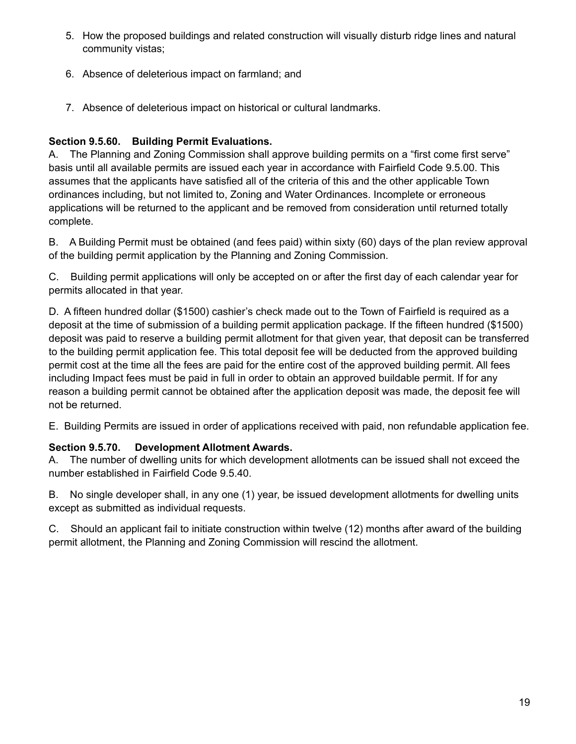5. How the proposed buildings and related construction will visually disturb ridge lines and natural community vistas;

6. Absence of deleterious impact on farmland; and

7. Absence of deleterious impact on historical or cultural landmarks.

**Section 9.5.60. Building Permit Evaluations.**
A. The Planning and Zoning Commission shall approve building permits on a "first come first serve" basis until all available permits are issued each year in accordance with Fairfield Code 9.5.00. This assumes that the applicants have satisfied all of the criteria of this and the other applicable Town ordinances including, but not limited to, Zoning and Water Ordinances. Incomplete or erroneous applications will be returned to the applicant and be removed from consideration until returned totally complete.

B. A Building Permit must be obtained (and fees paid) within sixty (60) days of the plan review approval of the building permit application by the Planning and Zoning Commission.

C. Building permit applications will only be accepted on or after the first day of each calendar year for permits allocated in that year.

D. A fifteen hundred dollar ($1500) cashier's check made out to the Town of Fairfield is required as a deposit at the time of submission of a building permit application package. If the fifteen hundred ($1500) deposit was paid to reserve a building permit allotment for that given year, that deposit can be transferred to the building permit application fee. This total deposit fee will be deducted from the approved building permit cost at the time all the fees are paid for the entire cost of the approved building permit. All fees including Impact fees must be paid in full in order to obtain an approved buildable permit. If for any reason a building permit cannot be obtained after the application deposit was made, the deposit fee will not be returned.

E. Building Permits are issued in order of applications received with paid, non refundable application fee.

**Section 9.5.70. Development Allotment Awards.**
A. The number of dwelling units for which development allotments can be issued shall not exceed the number established in Fairfield Code 9.5.40.

B. No single developer shall, in any one (1) year, be issued development allotments for dwelling units except as submitted as individual requests.

C. Should an applicant fail to initiate construction within twelve (12) months after award of the building permit allotment, the Planning and Zoning Commission will rescind the allotment.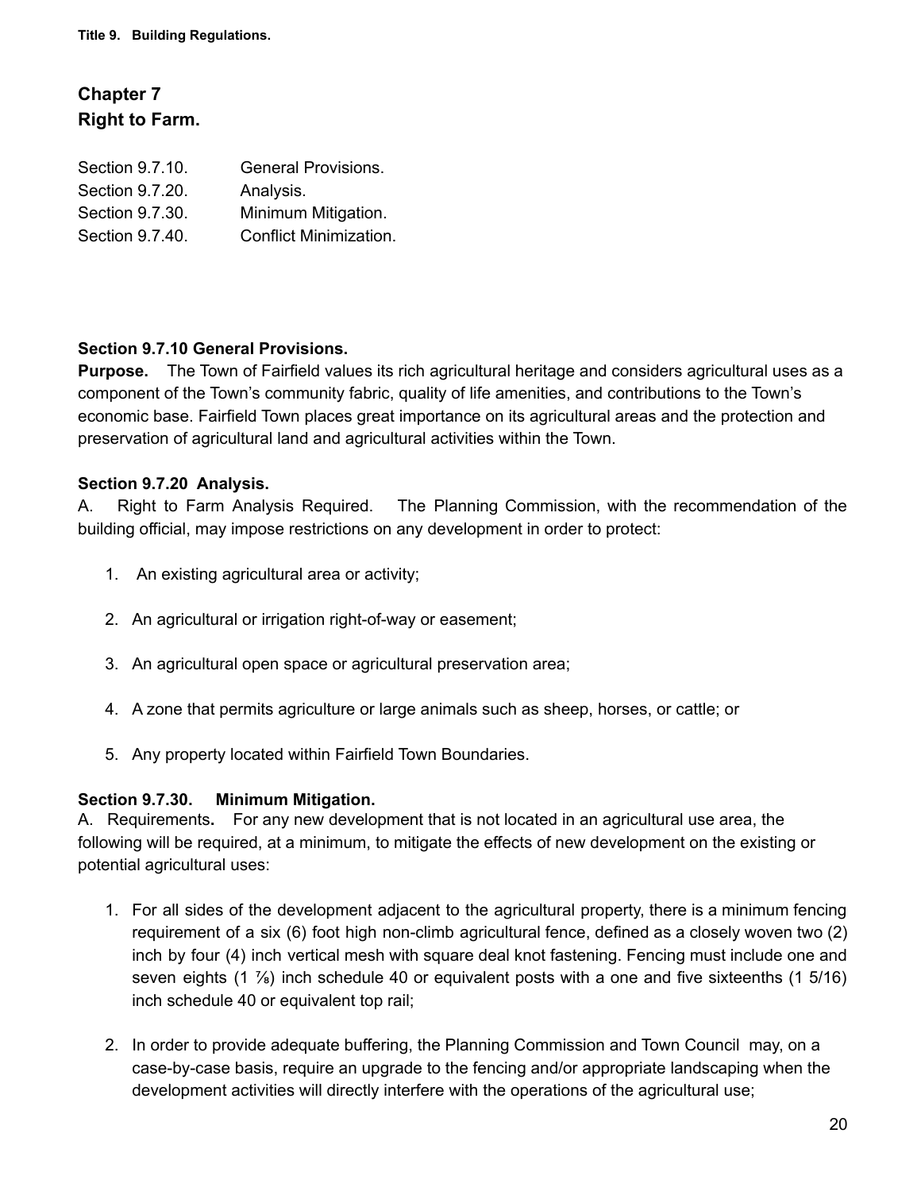Title 9. Building Regulations.

## Chapter 7
## Right to Farm.

| | |
|---|---|
| Section 9.7.10. | General Provisions. |
| Section 9.7.20. | Analysis. |
| Section 9.7.30. | Minimum Mitigation. |
| Section 9.7.40. | Conflict Minimization. |

**Section 9.7.10 General Provisions.**

**Purpose.** The Town of Fairfield values its rich agricultural heritage and considers agricultural uses as a component of the Town's community fabric, quality of life amenities, and contributions to the Town's economic base. Fairfield Town places great importance on its agricultural areas and the protection and preservation of agricultural land and agricultural activities within the Town.

**Section 9.7.20 Analysis.**

A. Right to Farm Analysis Required. The Planning Commission, with the recommendation of the building official, may impose restrictions on any development in order to protect:

1. An existing agricultural area or activity;
2. An agricultural or irrigation right-of-way or easement;
3. An agricultural open space or agricultural preservation area;
4. A zone that permits agriculture or large animals such as sheep, horses, or cattle; or
5. Any property located within Fairfield Town Boundaries.

**Section 9.7.30. Minimum Mitigation.**

A. Requirements**.** For any new development that is not located in an agricultural use area, the following will be required, at a minimum, to mitigate the effects of new development on the existing or potential agricultural uses:

1. For all sides of the development adjacent to the agricultural property, there is a minimum fencing requirement of a six (6) foot high non-climb agricultural fence, defined as a closely woven two (2) inch by four (4) inch vertical mesh with square deal knot fastening. Fencing must include one and seven eights (1 ⅞) inch schedule 40 or equivalent posts with a one and five sixteenths (1 5/16) inch schedule 40 or equivalent top rail;
2. In order to provide adequate buffering, the Planning Commission and Town Council may, on a case-by-case basis, require an upgrade to the fencing and/or appropriate landscaping when the development activities will directly interfere with the operations of the agricultural use;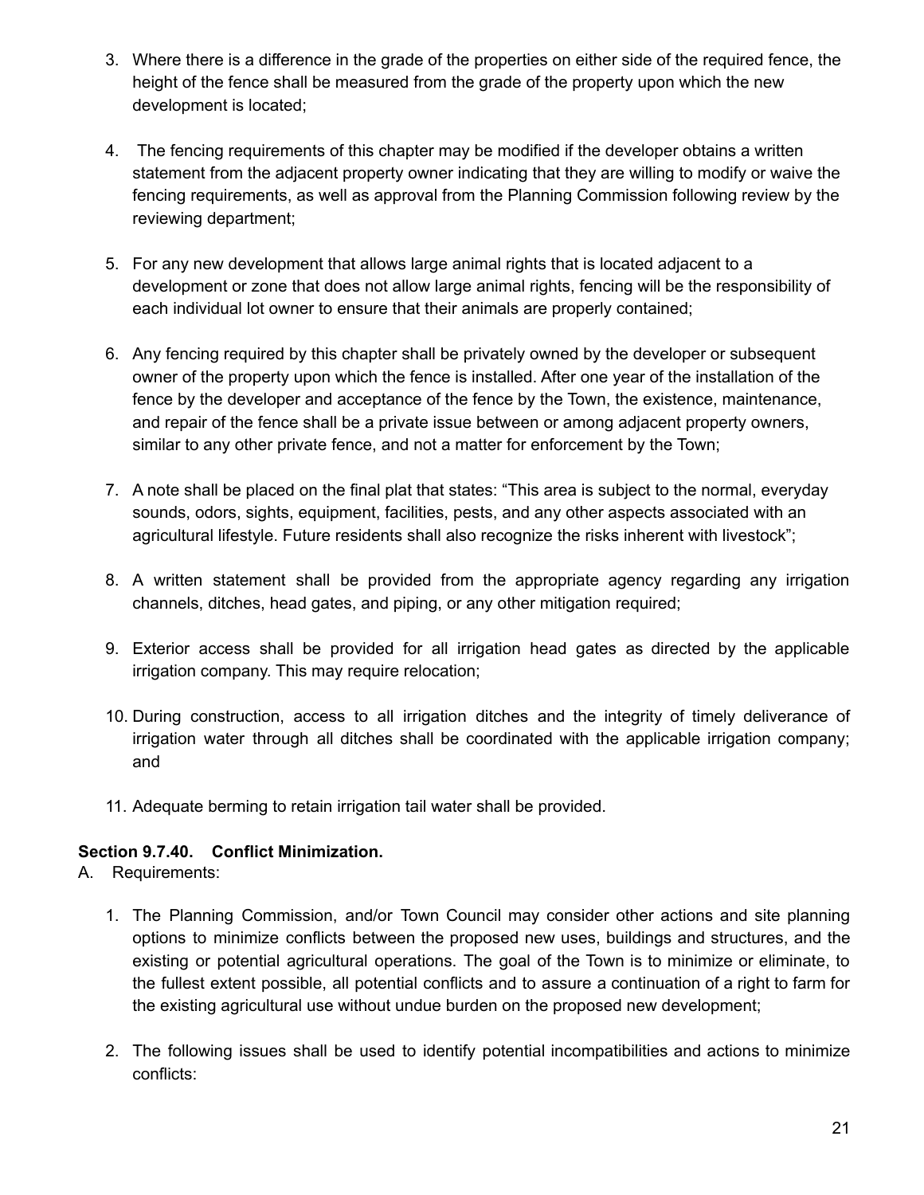3. Where there is a difference in the grade of the properties on either side of the required fence, the height of the fence shall be measured from the grade of the property upon which the new development is located;

4. The fencing requirements of this chapter may be modified if the developer obtains a written statement from the adjacent property owner indicating that they are willing to modify or waive the fencing requirements, as well as approval from the Planning Commission following review by the reviewing department;

5. For any new development that allows large animal rights that is located adjacent to a development or zone that does not allow large animal rights, fencing will be the responsibility of each individual lot owner to ensure that their animals are properly contained;

6. Any fencing required by this chapter shall be privately owned by the developer or subsequent owner of the property upon which the fence is installed. After one year of the installation of the fence by the developer and acceptance of the fence by the Town, the existence, maintenance, and repair of the fence shall be a private issue between or among adjacent property owners, similar to any other private fence, and not a matter for enforcement by the Town;

7. A note shall be placed on the final plat that states: "This area is subject to the normal, everyday sounds, odors, sights, equipment, facilities, pests, and any other aspects associated with an agricultural lifestyle. Future residents shall also recognize the risks inherent with livestock";

8. A written statement shall be provided from the appropriate agency regarding any irrigation channels, ditches, head gates, and piping, or any other mitigation required;

9. Exterior access shall be provided for all irrigation head gates as directed by the applicable irrigation company. This may require relocation;

10. During construction, access to all irrigation ditches and the integrity of timely deliverance of irrigation water through all ditches shall be coordinated with the applicable irrigation company; and

11. Adequate berming to retain irrigation tail water shall be provided.

**Section 9.7.40. Conflict Minimization.**

A. Requirements:

1. The Planning Commission, and/or Town Council may consider other actions and site planning options to minimize conflicts between the proposed new uses, buildings and structures, and the existing or potential agricultural operations. The goal of the Town is to minimize or eliminate, to the fullest extent possible, all potential conflicts and to assure a continuation of a right to farm for the existing agricultural use without undue burden on the proposed new development;

2. The following issues shall be used to identify potential incompatibilities and actions to minimize conflicts: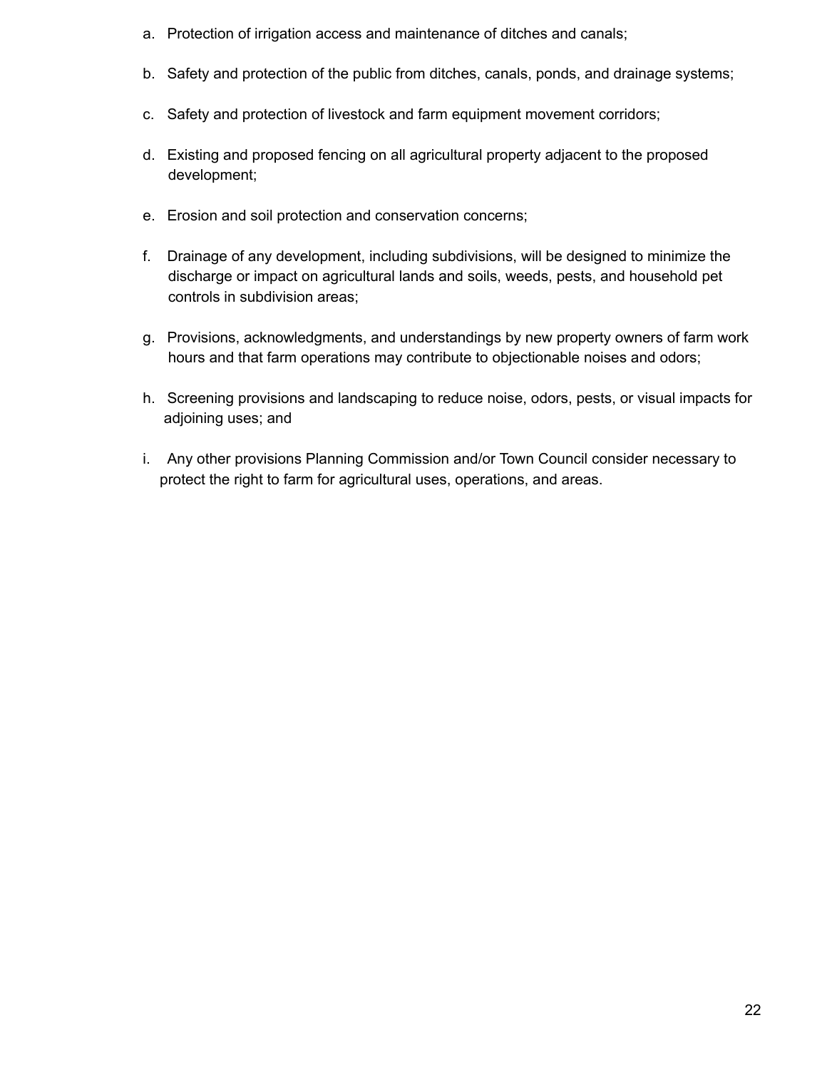a. Protection of irrigation access and maintenance of ditches and canals;

b. Safety and protection of the public from ditches, canals, ponds, and drainage systems;

c. Safety and protection of livestock and farm equipment movement corridors;

d. Existing and proposed fencing on all agricultural property adjacent to the proposed development;

e. Erosion and soil protection and conservation concerns;

f. Drainage of any development, including subdivisions, will be designed to minimize the discharge or impact on agricultural lands and soils, weeds, pests, and household pet controls in subdivision areas;

g. Provisions, acknowledgments, and understandings by new property owners of farm work hours and that farm operations may contribute to objectionable noises and odors;

h. Screening provisions and landscaping to reduce noise, odors, pests, or visual impacts for adjoining uses; and

i. Any other provisions Planning Commission and/or Town Council consider necessary to protect the right to farm for agricultural uses, operations, and areas.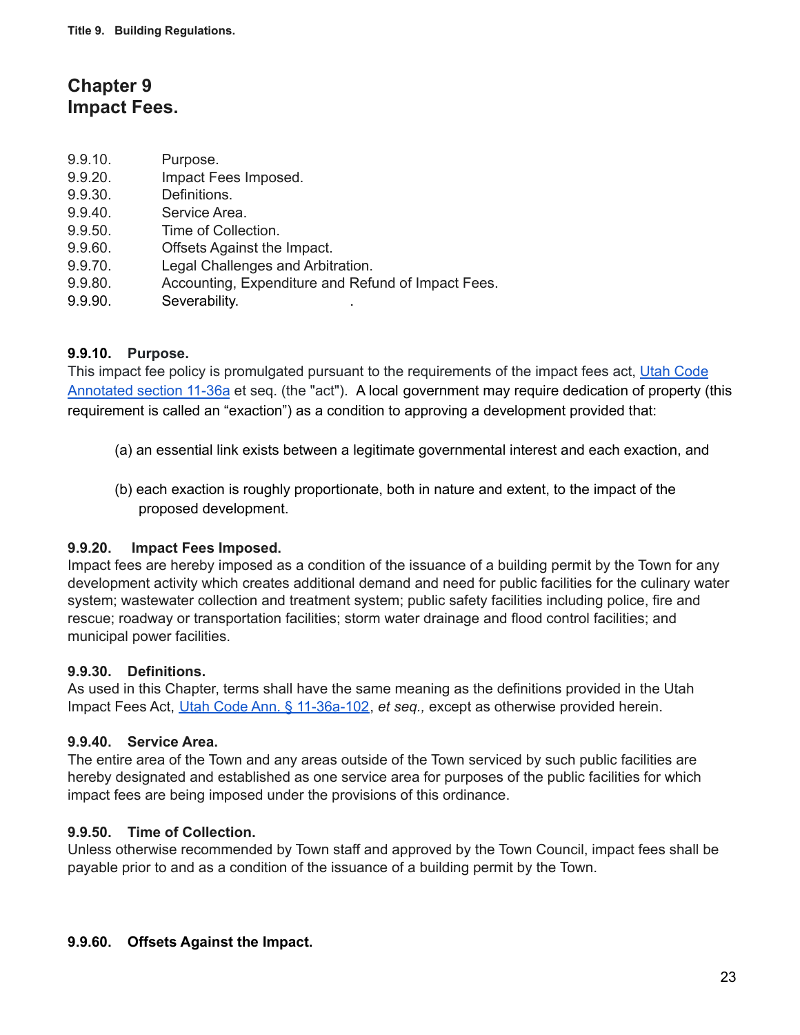## Chapter 9
## Impact Fees.

9.9.10. Purpose.
9.9.20. Impact Fees Imposed.
9.9.30. Definitions.
9.9.40. Service Area.
9.9.50. Time of Collection.
9.9.60. Offsets Against the Impact.
9.9.70. Legal Challenges and Arbitration.
9.9.80. Accounting, Expenditure and Refund of Impact Fees.
9.9.90. Severability.

**9.9.10. Purpose.**
This impact fee policy is promulgated pursuant to the requirements of the impact fees act, Utah Code Annotated section 11-36a et seq. (the "act"). A local government may require dedication of property (this requirement is called an "exaction") as a condition to approving a development provided that:

(a) an essential link exists between a legitimate governmental interest and each exaction, and

(b) each exaction is roughly proportionate, both in nature and extent, to the impact of the proposed development.

**9.9.20. Impact Fees Imposed.**
Impact fees are hereby imposed as a condition of the issuance of a building permit by the Town for any development activity which creates additional demand and need for public facilities for the culinary water system; wastewater collection and treatment system; public safety facilities including police, fire and rescue; roadway or transportation facilities; storm water drainage and flood control facilities; and municipal power facilities.

**9.9.30. Definitions.**
As used in this Chapter, terms shall have the same meaning as the definitions provided in the Utah Impact Fees Act, Utah Code Ann. § 11-36a-102, *et seq.,* except as otherwise provided herein.

**9.9.40. Service Area.**
The entire area of the Town and any areas outside of the Town serviced by such public facilities are hereby designated and established as one service area for purposes of the public facilities for which impact fees are being imposed under the provisions of this ordinance.

**9.9.50. Time of Collection.**
Unless otherwise recommended by Town staff and approved by the Town Council, impact fees shall be payable prior to and as a condition of the issuance of a building permit by the Town.

**9.9.60. Offsets Against the Impact.**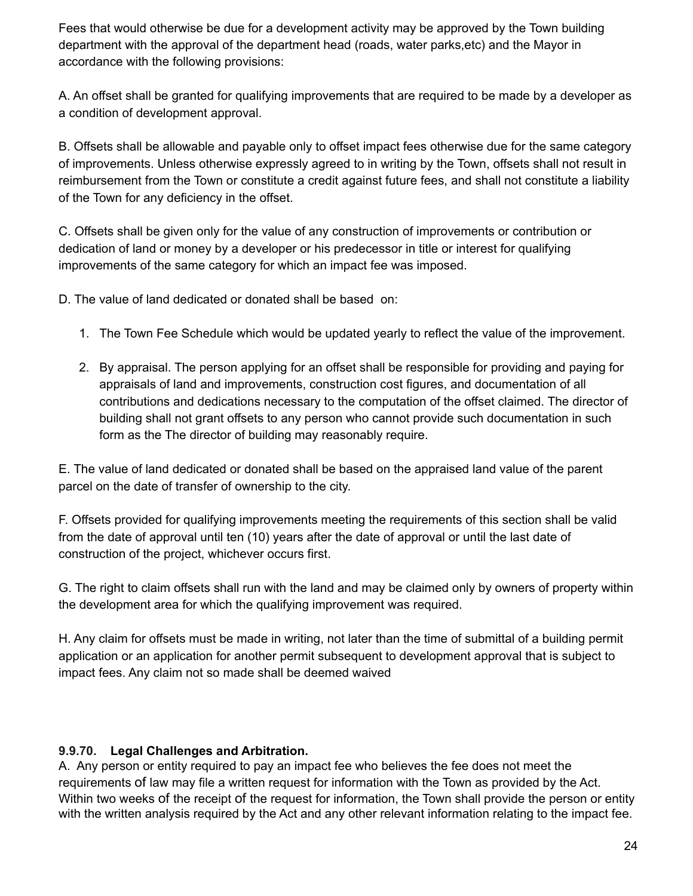Fees that would otherwise be due for a development activity may be approved by the Town building department with the approval of the department head (roads, water parks,etc) and the Mayor in accordance with the following provisions:

A. An offset shall be granted for qualifying improvements that are required to be made by a developer as a condition of development approval.

B. Offsets shall be allowable and payable only to offset impact fees otherwise due for the same category of improvements. Unless otherwise expressly agreed to in writing by the Town, offsets shall not result in reimbursement from the Town or constitute a credit against future fees, and shall not constitute a liability of the Town for any deficiency in the offset.

C. Offsets shall be given only for the value of any construction of improvements or contribution or dedication of land or money by a developer or his predecessor in title or interest for qualifying improvements of the same category for which an impact fee was imposed.

D. The value of land dedicated or donated shall be based on:

1. The Town Fee Schedule which would be updated yearly to reflect the value of the improvement.
2. By appraisal. The person applying for an offset shall be responsible for providing and paying for appraisals of land and improvements, construction cost figures, and documentation of all contributions and dedications necessary to the computation of the offset claimed. The director of building shall not grant offsets to any person who cannot provide such documentation in such form as the The director of building may reasonably require.

E. The value of land dedicated or donated shall be based on the appraised land value of the parent parcel on the date of transfer of ownership to the city.

F. Offsets provided for qualifying improvements meeting the requirements of this section shall be valid from the date of approval until ten (10) years after the date of approval or until the last date of construction of the project, whichever occurs first.

G. The right to claim offsets shall run with the land and may be claimed only by owners of property within the development area for which the qualifying improvement was required.

H. Any claim for offsets must be made in writing, not later than the time of submittal of a building permit application or an application for another permit subsequent to development approval that is subject to impact fees. Any claim not so made shall be deemed waived

**9.9.70. Legal Challenges and Arbitration.**

A. Any person or entity required to pay an impact fee who believes the fee does not meet the requirements of law may file a written request for information with the Town as provided by the Act. Within two weeks of the receipt of the request for information, the Town shall provide the person or entity with the written analysis required by the Act and any other relevant information relating to the impact fee.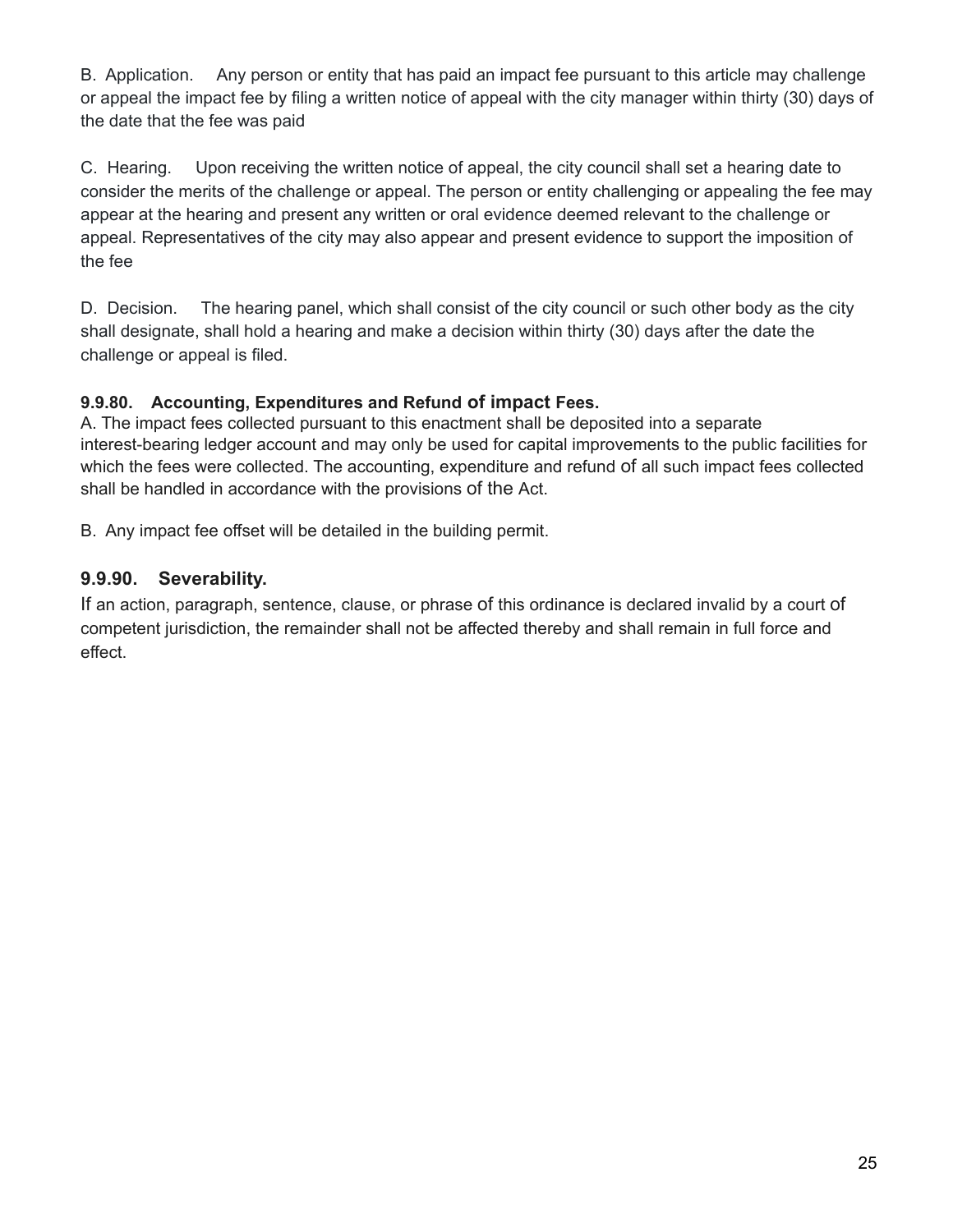B. Application. Any person or entity that has paid an impact fee pursuant to this article may challenge or appeal the impact fee by filing a written notice of appeal with the city manager within thirty (30) days of the date that the fee was paid

C. Hearing. Upon receiving the written notice of appeal, the city council shall set a hearing date to consider the merits of the challenge or appeal. The person or entity challenging or appealing the fee may appear at the hearing and present any written or oral evidence deemed relevant to the challenge or appeal. Representatives of the city may also appear and present evidence to support the imposition of the fee

D. Decision. The hearing panel, which shall consist of the city council or such other body as the city shall designate, shall hold a hearing and make a decision within thirty (30) days after the date the challenge or appeal is filed.

**9.9.80. Accounting, Expenditures and Refund of impact Fees.**

A. The impact fees collected pursuant to this enactment shall be deposited into a separate interest-bearing ledger account and may only be used for capital improvements to the public facilities for which the fees were collected. The accounting, expenditure and refund of all such impact fees collected shall be handled in accordance with the provisions of the Act.

B. Any impact fee offset will be detailed in the building permit.

### 9.9.90. Severability.

If an action, paragraph, sentence, clause, or phrase of this ordinance is declared invalid by a court of competent jurisdiction, the remainder shall not be affected thereby and shall remain in full force and effect.